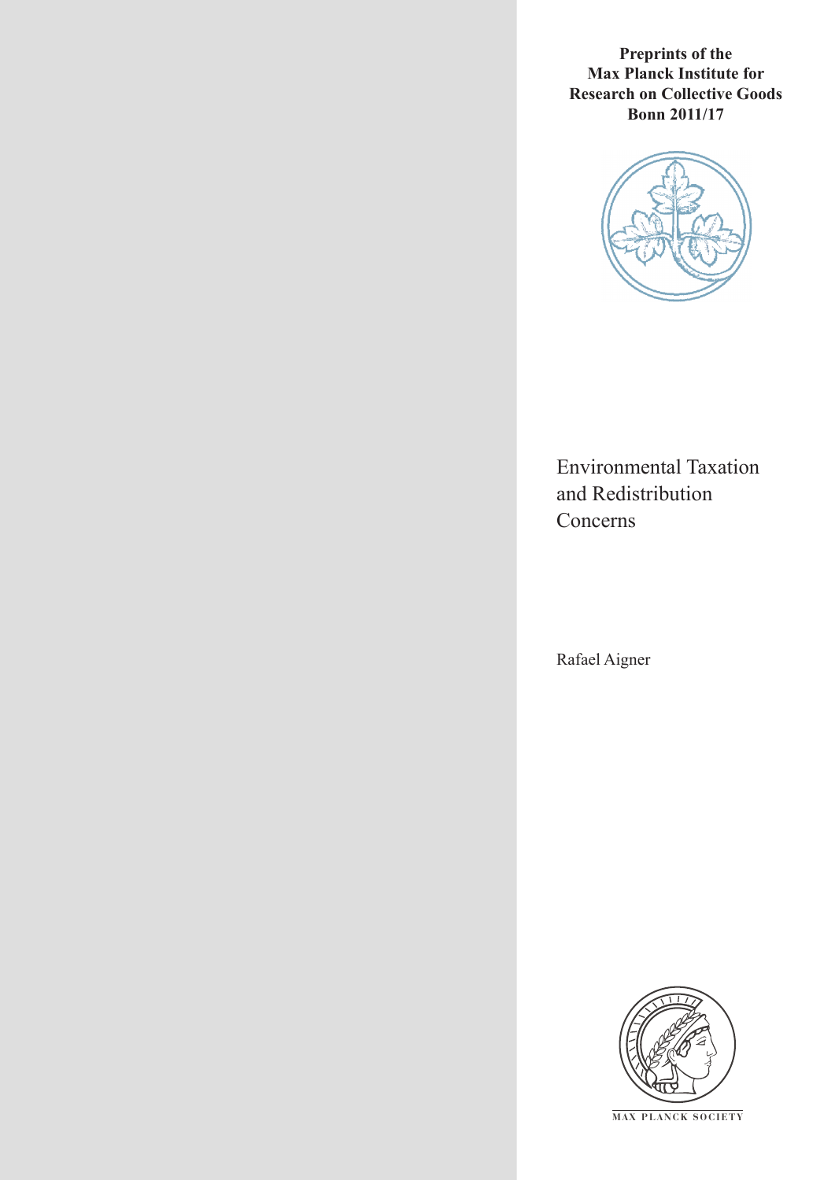**Preprints of the Max Planck Institute for Research on Collective Goods Bonn 2011/17**

# Environmental Taxation and Redistribution Concerns

Rafael Aigner

MAX PLANCK SOCIETY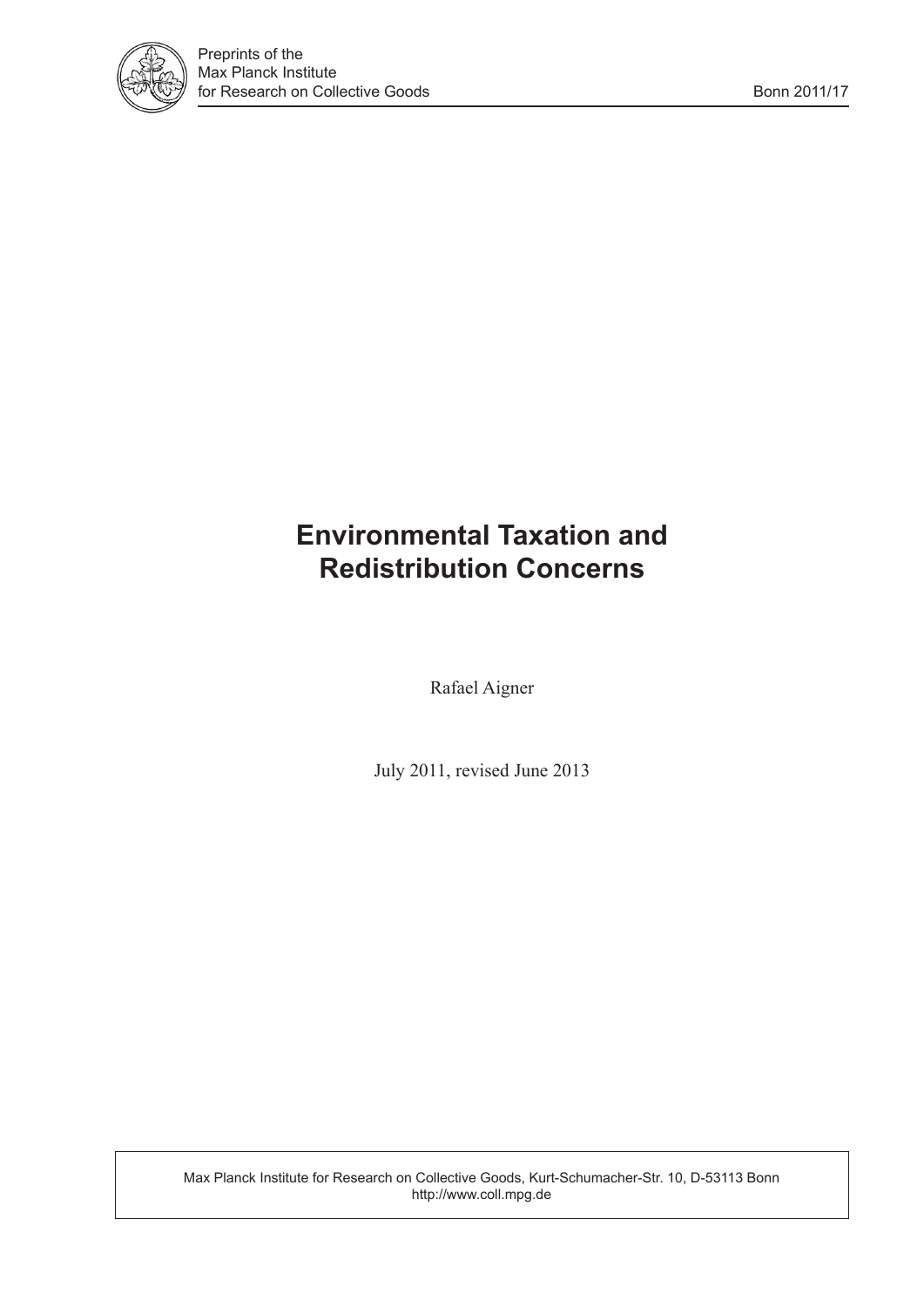# Environmental Taxation and Redistribution Concerns

Rafael Aigner

July 2011, revised June 2013

Max Planck Institute for Research on Collective Goods, Kurt-Schumacher-Str. 10, D-53113 Bonn
http://www.coll.mpg.de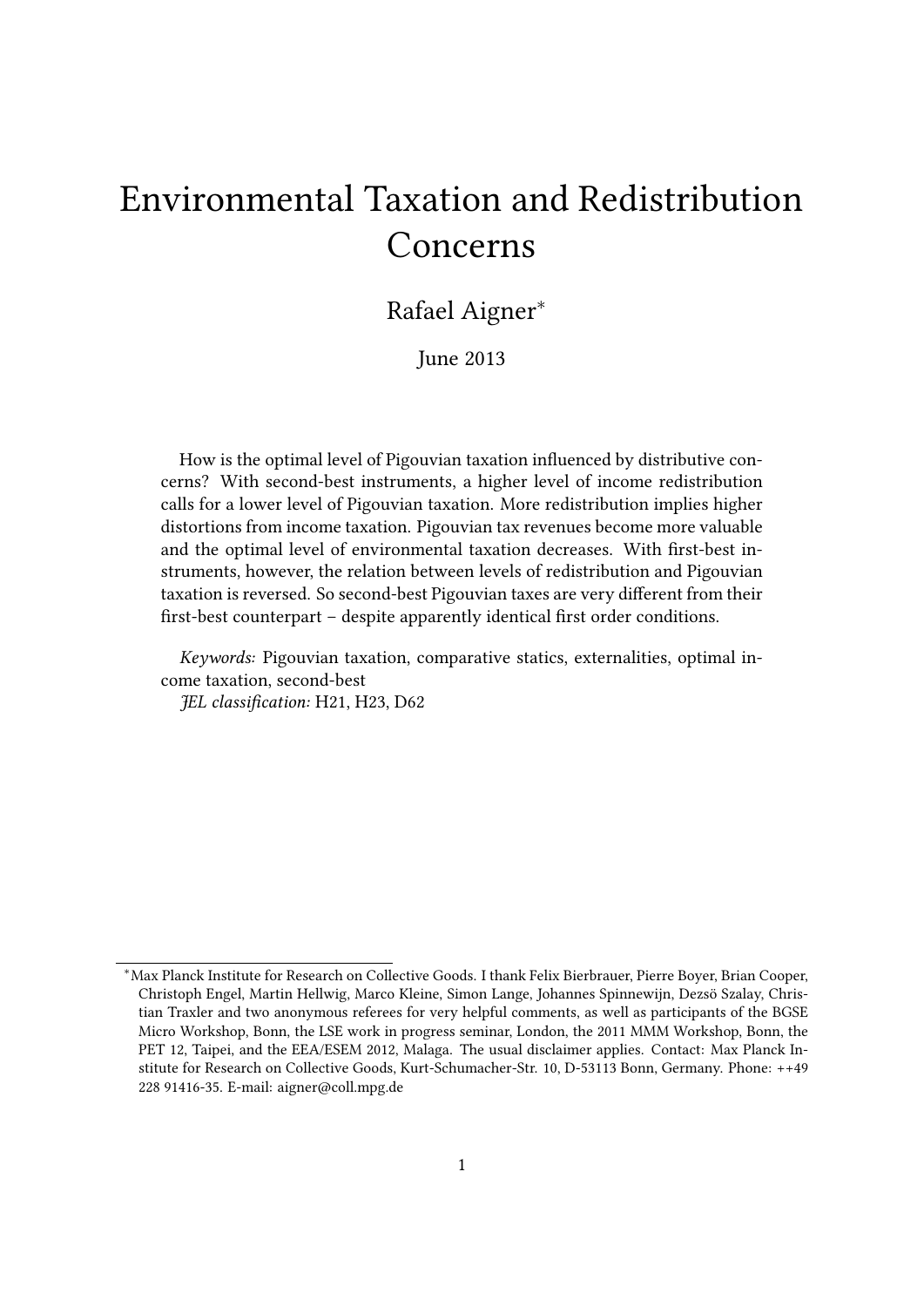# Environmental Taxation and Redistribution Concerns

Rafael Aigner*

June 2013

How is the optimal level of Pigouvian taxation influenced by distributive concerns? With second-best instruments, a higher level of income redistribution calls for a lower level of Pigouvian taxation. More redistribution implies higher distortions from income taxation. Pigouvian tax revenues become more valuable and the optimal level of environmental taxation decreases. With first-best instruments, however, the relation between levels of redistribution and Pigouvian taxation is reversed. So second-best Pigouvian taxes are very different from their first-best counterpart – despite apparently identical first order conditions.

*Keywords:* Pigouvian taxation, comparative statics, externalities, optimal income taxation, second-best

*JEL classification:* H21, H23, D62

---

*Max Planck Institute for Research on Collective Goods. I thank Felix Bierbrauer, Pierre Boyer, Brian Cooper, Christoph Engel, Martin Hellwig, Marco Kleine, Simon Lange, Johannes Spinnewijn, Dezsö Szalay, Christian Traxler and two anonymous referees for very helpful comments, as well as participants of the BGSE Micro Workshop, Bonn, the LSE work in progress seminar, London, the 2011 MMM Workshop, Bonn, the PET 12, Taipei, and the EEA/ESEM 2012, Malaga. The usual disclaimer applies. Contact: Max Planck Institute for Research on Collective Goods, Kurt-Schumacher-Str. 10, D-53113 Bonn, Germany. Phone: ++49 228 91416-35. E-mail: aigner@coll.mpg.de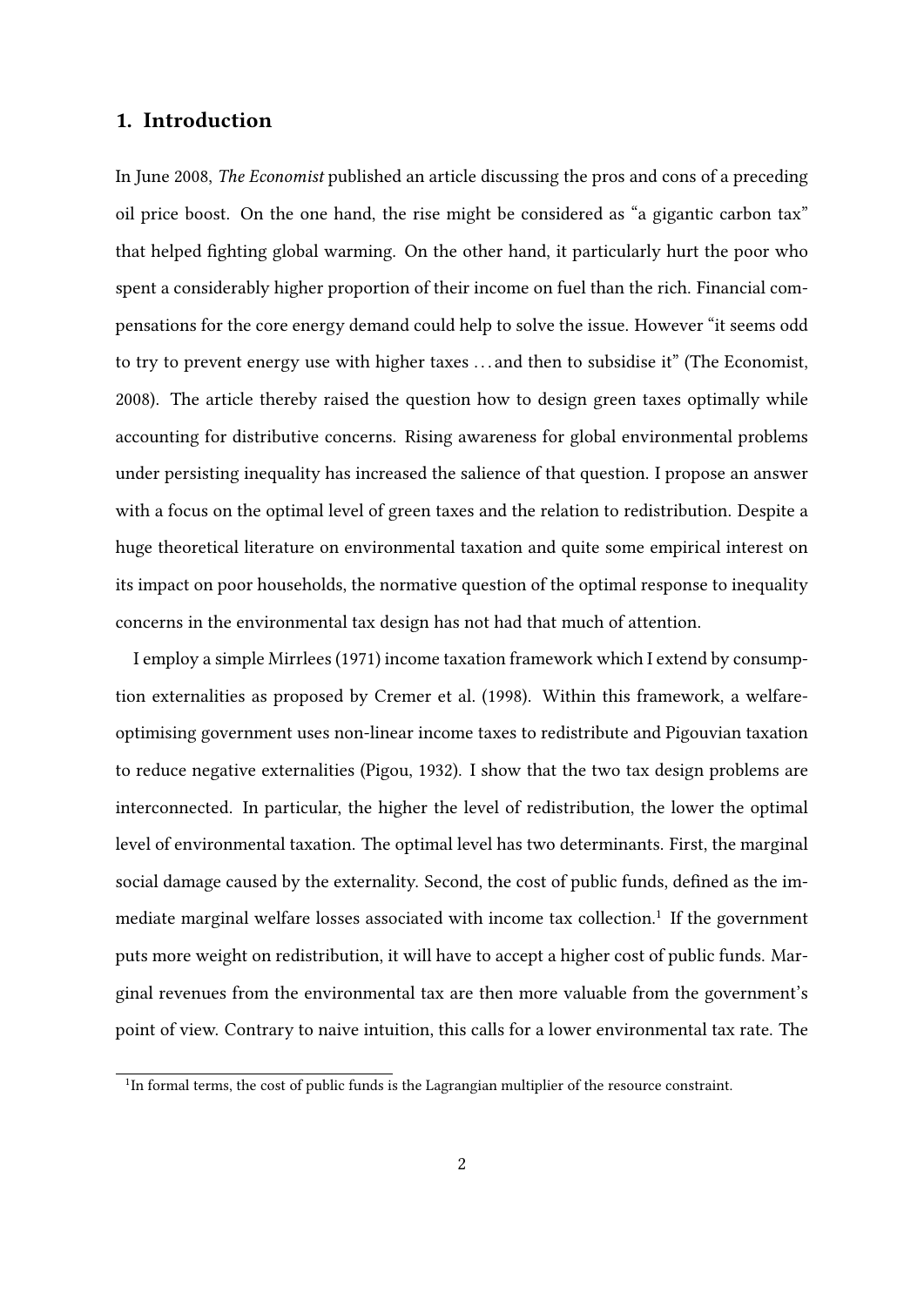## 1. Introduction

In June 2008, *The Economist* published an article discussing the pros and cons of a preceding oil price boost. On the one hand, the rise might be considered as "a gigantic carbon tax" that helped fighting global warming. On the other hand, it particularly hurt the poor who spent a considerably higher proportion of their income on fuel than the rich. Financial compensations for the core energy demand could help to solve the issue. However "it seems odd to try to prevent energy use with higher taxes ... and then to subsidise it" (The Economist, 2008). The article thereby raised the question how to design green taxes optimally while accounting for distributive concerns. Rising awareness for global environmental problems under persisting inequality has increased the salience of that question. I propose an answer with a focus on the optimal level of green taxes and the relation to redistribution. Despite a huge theoretical literature on environmental taxation and quite some empirical interest on its impact on poor households, the normative question of the optimal response to inequality concerns in the environmental tax design has not had that much of attention.

I employ a simple Mirrlees (1971) income taxation framework which I extend by consumption externalities as proposed by Cremer et al. (1998). Within this framework, a welfare-optimising government uses non-linear income taxes to redistribute and Pigouvian taxation to reduce negative externalities (Pigou, 1932). I show that the two tax design problems are interconnected. In particular, the higher the level of redistribution, the lower the optimal level of environmental taxation. The optimal level has two determinants. First, the marginal social damage caused by the externality. Second, the cost of public funds, defined as the immediate marginal welfare losses associated with income tax collection.[1] If the government puts more weight on redistribution, it will have to accept a higher cost of public funds. Marginal revenues from the environmental tax are then more valuable from the government's point of view. Contrary to naive intuition, this calls for a lower environmental tax rate. The

[1] In formal terms, the cost of public funds is the Lagrangian multiplier of the resource constraint.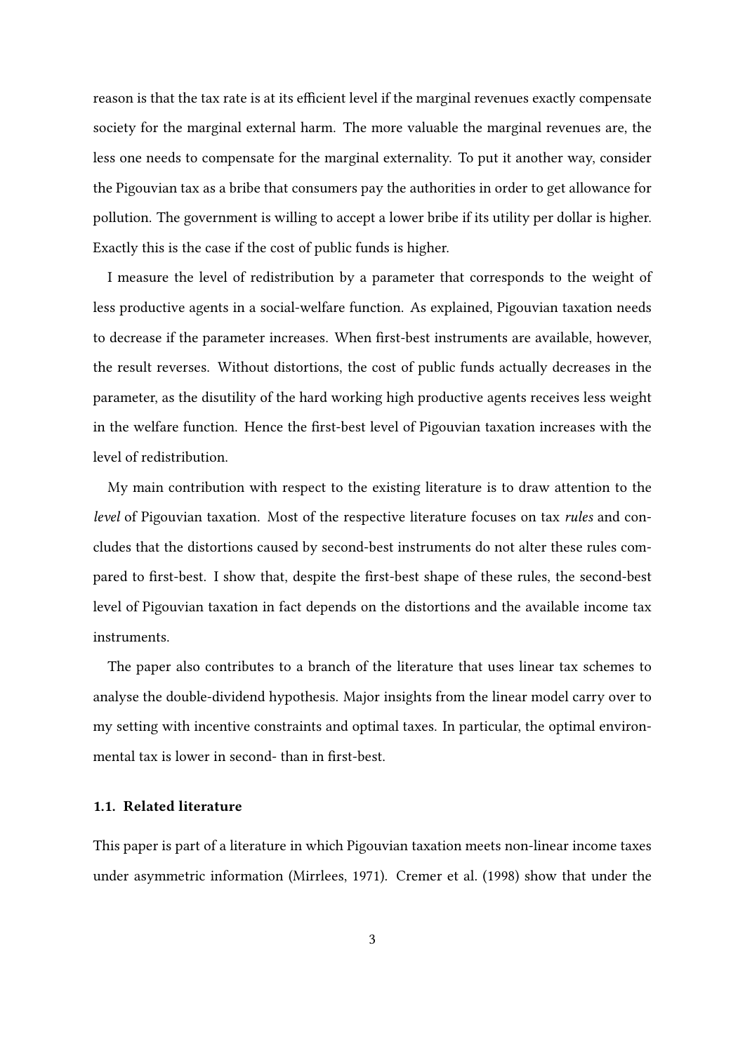reason is that the tax rate is at its efficient level if the marginal revenues exactly compensate society for the marginal external harm. The more valuable the marginal revenues are, the less one needs to compensate for the marginal externality. To put it another way, consider the Pigouvian tax as a bribe that consumers pay the authorities in order to get allowance for pollution. The government is willing to accept a lower bribe if its utility per dollar is higher. Exactly this is the case if the cost of public funds is higher.

I measure the level of redistribution by a parameter that corresponds to the weight of less productive agents in a social-welfare function. As explained, Pigouvian taxation needs to decrease if the parameter increases. When first-best instruments are available, however, the result reverses. Without distortions, the cost of public funds actually decreases in the parameter, as the disutility of the hard working high productive agents receives less weight in the welfare function. Hence the first-best level of Pigouvian taxation increases with the level of redistribution.

My main contribution with respect to the existing literature is to draw attention to the *level* of Pigouvian taxation. Most of the respective literature focuses on tax *rules* and concludes that the distortions caused by second-best instruments do not alter these rules compared to first-best. I show that, despite the first-best shape of these rules, the second-best level of Pigouvian taxation in fact depends on the distortions and the available income tax instruments.

The paper also contributes to a branch of the literature that uses linear tax schemes to analyse the double-dividend hypothesis. Major insights from the linear model carry over to my setting with incentive constraints and optimal taxes. In particular, the optimal environmental tax is lower in second- than in first-best.

### 1.1. Related literature

This paper is part of a literature in which Pigouvian taxation meets non-linear income taxes under asymmetric information (Mirrlees, 1971). Cremer et al. (1998) show that under the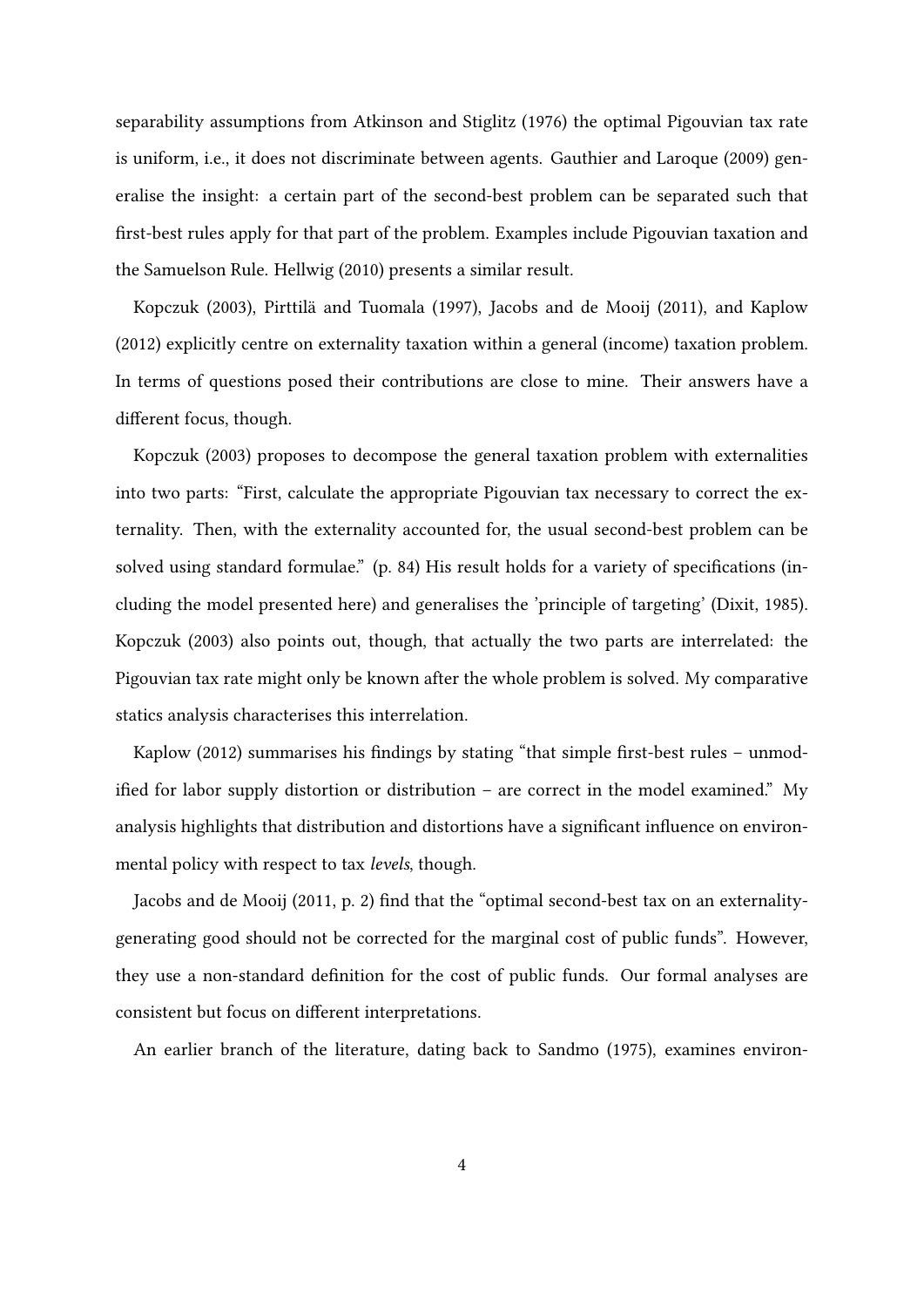separability assumptions from Atkinson and Stiglitz (1976) the optimal Pigouvian tax rate is uniform, i.e., it does not discriminate between agents. Gauthier and Laroque (2009) generalise the insight: a certain part of the second-best problem can be separated such that first-best rules apply for that part of the problem. Examples include Pigouvian taxation and the Samuelson Rule. Hellwig (2010) presents a similar result.

Kopczuk (2003), Pirttilä and Tuomala (1997), Jacobs and de Mooij (2011), and Kaplow (2012) explicitly centre on externality taxation within a general (income) taxation problem. In terms of questions posed their contributions are close to mine. Their answers have a different focus, though.

Kopczuk (2003) proposes to decompose the general taxation problem with externalities into two parts: "First, calculate the appropriate Pigouvian tax necessary to correct the externality. Then, with the externality accounted for, the usual second-best problem can be solved using standard formulae." (p. 84) His result holds for a variety of specifications (including the model presented here) and generalises the 'principle of targeting' (Dixit, 1985). Kopczuk (2003) also points out, though, that actually the two parts are interrelated: the Pigouvian tax rate might only be known after the whole problem is solved. My comparative statics analysis characterises this interrelation.

Kaplow (2012) summarises his findings by stating "that simple first-best rules – unmodified for labor supply distortion or distribution – are correct in the model examined." My analysis highlights that distribution and distortions have a significant influence on environmental policy with respect to tax *levels*, though.

Jacobs and de Mooij (2011, p. 2) find that the "optimal second-best tax on an externality-generating good should not be corrected for the marginal cost of public funds". However, they use a non-standard definition for the cost of public funds. Our formal analyses are consistent but focus on different interpretations.

An earlier branch of the literature, dating back to Sandmo (1975), examines environ-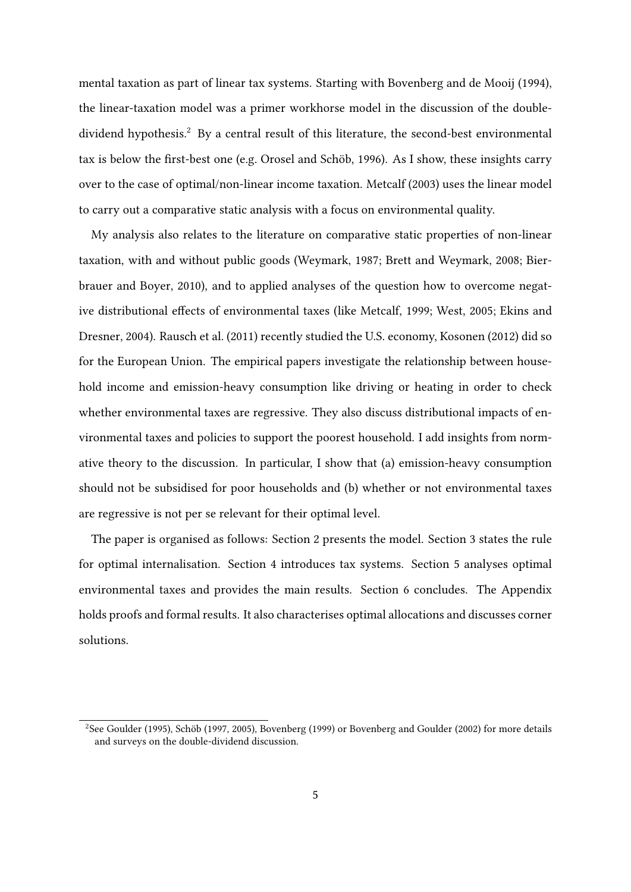mental taxation as part of linear tax systems. Starting with Bovenberg and de Mooij (1994), the linear-taxation model was a primer workhorse model in the discussion of the double-dividend hypothesis.[2] By a central result of this literature, the second-best environmental tax is below the first-best one (e.g. Orosel and Schöb, 1996). As I show, these insights carry over to the case of optimal/non-linear income taxation. Metcalf (2003) uses the linear model to carry out a comparative static analysis with a focus on environmental quality.

My analysis also relates to the literature on comparative static properties of non-linear taxation, with and without public goods (Weymark, 1987; Brett and Weymark, 2008; Bierbrauer and Boyer, 2010), and to applied analyses of the question how to overcome negative distributional effects of environmental taxes (like Metcalf, 1999; West, 2005; Ekins and Dresner, 2004). Rausch et al. (2011) recently studied the U.S. economy, Kosonen (2012) did so for the European Union. The empirical papers investigate the relationship between household income and emission-heavy consumption like driving or heating in order to check whether environmental taxes are regressive. They also discuss distributional impacts of environmental taxes and policies to support the poorest household. I add insights from normative theory to the discussion. In particular, I show that (a) emission-heavy consumption should not be subsidised for poor households and (b) whether or not environmental taxes are regressive is not per se relevant for their optimal level.

The paper is organised as follows: Section 2 presents the model. Section 3 states the rule for optimal internalisation. Section 4 introduces tax systems. Section 5 analyses optimal environmental taxes and provides the main results. Section 6 concludes. The Appendix holds proofs and formal results. It also characterises optimal allocations and discusses corner solutions.

[2] See Goulder (1995), Schöb (1997, 2005), Bovenberg (1999) or Bovenberg and Goulder (2002) for more details and surveys on the double-dividend discussion.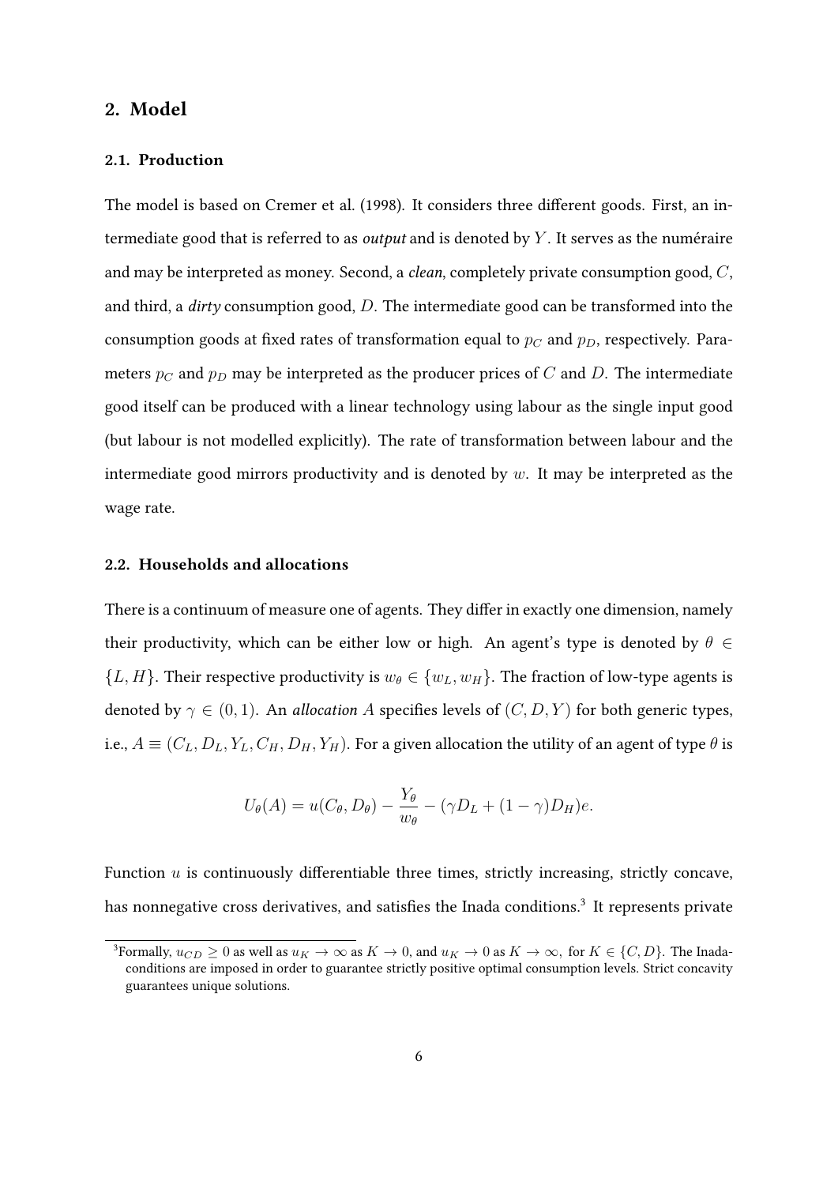## 2. Model

### 2.1. Production

The model is based on Cremer et al. (1998). It considers three different goods. First, an intermediate good that is referred to as *output* and is denoted by $Y$. It serves as the numéraire and may be interpreted as money. Second, a *clean*, completely private consumption good, $C$, and third, a *dirty* consumption good, $D$. The intermediate good can be transformed into the consumption goods at fixed rates of transformation equal to $p_C$ and $p_D$, respectively. Parameters $p_C$ and $p_D$ may be interpreted as the producer prices of $C$ and $D$. The intermediate good itself can be produced with a linear technology using labour as the single input good (but labour is not modelled explicitly). The rate of transformation between labour and the intermediate good mirrors productivity and is denoted by $w$. It may be interpreted as the wage rate.

### 2.2. Households and allocations

There is a continuum of measure one of agents. They differ in exactly one dimension, namely their productivity, which can be either low or high. An agent's type is denoted by $\theta \in \{L, H\}$. Their respective productivity is $w_\theta \in \{w_L, w_H\}$. The fraction of low-type agents is denoted by $\gamma \in (0, 1)$. An *allocation* $A$ specifies levels of $(C, D, Y)$ for both generic types, i.e., $A \equiv (C_L, D_L, Y_L, C_H, D_H, Y_H)$. For a given allocation the utility of an agent of type $\theta$ is

$$U_\theta(A) = u(C_\theta, D_\theta) - \frac{Y_\theta}{w_\theta} - (\gamma D_L + (1 - \gamma) D_H) e.$$

Function $u$ is continuously differentiable three times, strictly increasing, strictly concave, has nonnegative cross derivatives, and satisfies the Inada conditions.[3] It represents private

[3] Formally, $u_{CD} \geq 0$ as well as $u_K \to \infty$ as $K \to 0$, and $u_K \to 0$ as $K \to \infty$, for $K \in \{C, D\}$. The Inada-conditions are imposed in order to guarantee strictly positive optimal consumption levels. Strict concavity guarantees unique solutions.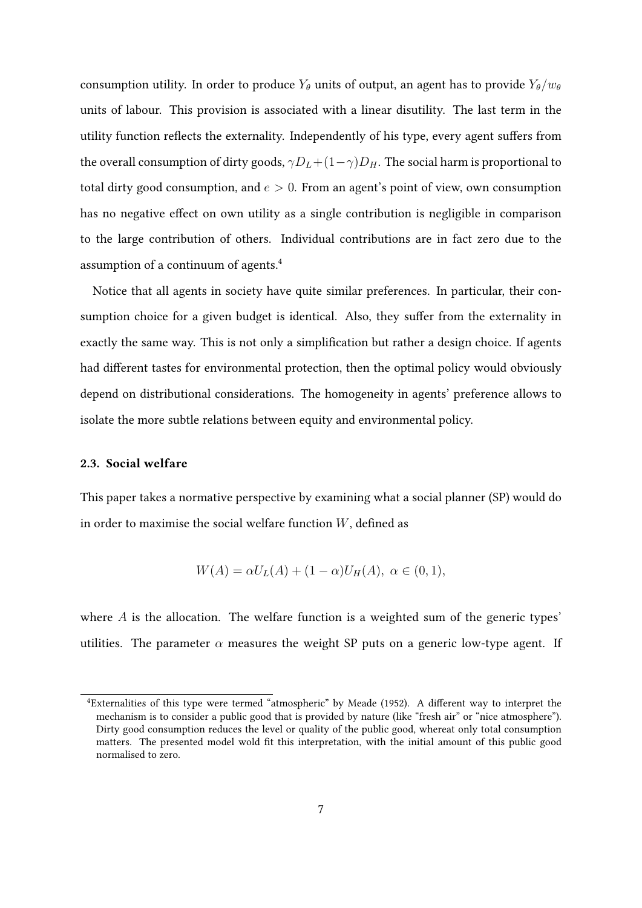consumption utility. In order to produce $Y_\theta$ units of output, an agent has to provide $Y_\theta/w_\theta$ units of labour. This provision is associated with a linear disutility. The last term in the utility function reflects the externality. Independently of his type, every agent suffers from the overall consumption of dirty goods, $\gamma D_L+(1-\gamma)D_H$. The social harm is proportional to total dirty good consumption, and $e>0$. From an agent's point of view, own consumption has no negative effect on own utility as a single contribution is negligible in comparison to the large contribution of others. Individual contributions are in fact zero due to the assumption of a continuum of agents.[4]

Notice that all agents in society have quite similar preferences. In particular, their consumption choice for a given budget is identical. Also, they suffer from the externality in exactly the same way. This is not only a simplification but rather a design choice. If agents had different tastes for environmental protection, then the optimal policy would obviously depend on distributional considerations. The homogeneity in agents' preference allows to isolate the more subtle relations between equity and environmental policy.

### 2.3. Social welfare

This paper takes a normative perspective by examining what a social planner (SP) would do in order to maximise the social welfare function $W$, defined as

$$W(A) = \alpha U_L(A) + (1-\alpha) U_H(A),\ \alpha \in (0,1),$$

where $A$ is the allocation. The welfare function is a weighted sum of the generic types' utilities. The parameter $\alpha$ measures the weight SP puts on a generic low-type agent. If

[4] Externalities of this type were termed "atmospheric" by Meade (1952). A different way to interpret the mechanism is to consider a public good that is provided by nature (like "fresh air" or "nice atmosphere"). Dirty good consumption reduces the level or quality of the public good, whereat only total consumption matters. The presented model wold fit this interpretation, with the initial amount of this public good normalised to zero.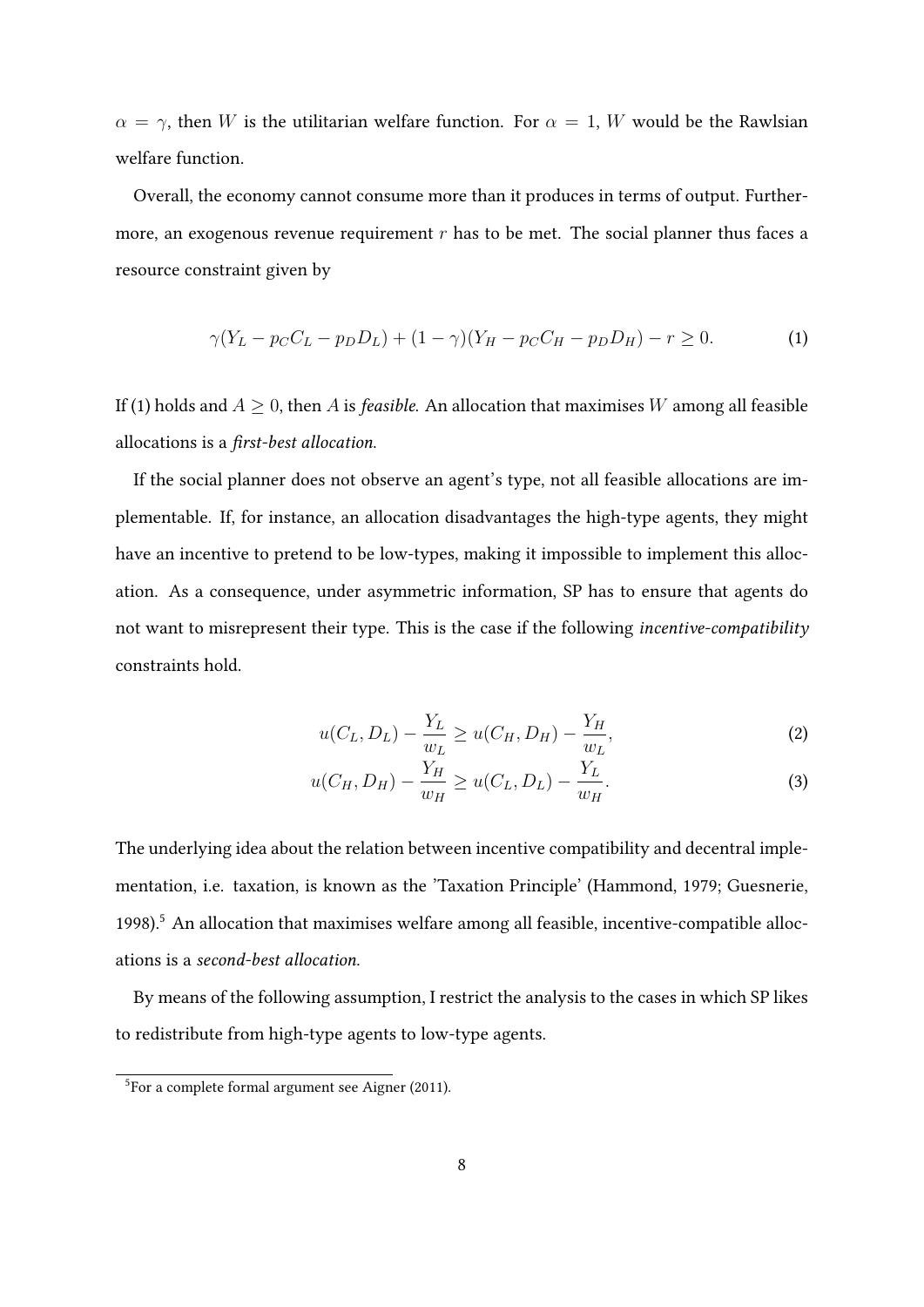$\alpha = \gamma$, then $W$ is the utilitarian welfare function. For $\alpha = 1$, $W$ would be the Rawlsian welfare function.

Overall, the economy cannot consume more than it produces in terms of output. Furthermore, an exogenous revenue requirement $r$ has to be met. The social planner thus faces a resource constraint given by

$$\gamma(Y_L - p_C C_L - p_D D_L) + (1 - \gamma)(Y_H - p_C C_H - p_D D_H) - r \geq 0. \tag{1}$$

If (1) holds and $A \geq 0$, then $A$ is *feasible*. An allocation that maximises $W$ among all feasible allocations is a *first-best allocation*.

If the social planner does not observe an agent's type, not all feasible allocations are implementable. If, for instance, an allocation disadvantages the high-type agents, they might have an incentive to pretend to be low-types, making it impossible to implement this allocation. As a consequence, under asymmetric information, SP has to ensure that agents do not want to misrepresent their type. This is the case if the following *incentive-compatibility* constraints hold.

$$u(C_L, D_L) - \frac{Y_L}{w_L} \geq u(C_H, D_H) - \frac{Y_H}{w_L}, \tag{2}$$

$$u(C_H, D_H) - \frac{Y_H}{w_H} \geq u(C_L, D_L) - \frac{Y_L}{w_H}. \tag{3}$$

The underlying idea about the relation between incentive compatibility and decentral implementation, i.e. taxation, is known as the 'Taxation Principle' (Hammond, 1979; Guesnerie, 1998).[5] An allocation that maximises welfare among all feasible, incentive-compatible allocations is a *second-best allocation*.

By means of the following assumption, I restrict the analysis to the cases in which SP likes to redistribute from high-type agents to low-type agents.

[5] For a complete formal argument see Aigner (2011).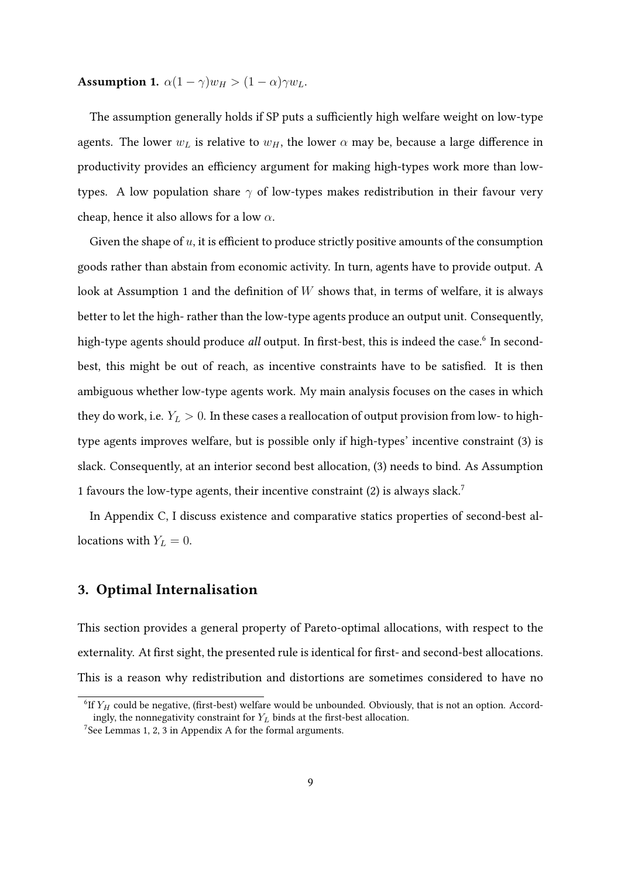**Assumption 1.** $\alpha(1-\gamma)w_H > (1-\alpha)\gamma w_L$.

The assumption generally holds if SP puts a sufficiently high welfare weight on low-type agents. The lower $w_L$ is relative to $w_H$, the lower $\alpha$ may be, because a large difference in productivity provides an efficiency argument for making high-types work more than low-types. A low population share $\gamma$ of low-types makes redistribution in their favour very cheap, hence it also allows for a low $\alpha$.

Given the shape of $u$, it is efficient to produce strictly positive amounts of the consumption goods rather than abstain from economic activity. In turn, agents have to provide output. A look at Assumption 1 and the definition of $W$ shows that, in terms of welfare, it is always better to let the high- rather than the low-type agents produce an output unit. Consequently, high-type agents should produce *all* output. In first-best, this is indeed the case.[6] In second-best, this might be out of reach, as incentive constraints have to be satisfied. It is then ambiguous whether low-type agents work. My main analysis focuses on the cases in which they do work, i.e. $Y_L > 0$. In these cases a reallocation of output provision from low- to high-type agents improves welfare, but is possible only if high-types' incentive constraint (3) is slack. Consequently, at an interior second best allocation, (3) needs to bind. As Assumption 1 favours the low-type agents, their incentive constraint (2) is always slack.[7]

In Appendix C, I discuss existence and comparative statics properties of second-best allocations with $Y_L = 0$.

## 3. Optimal Internalisation

This section provides a general property of Pareto-optimal allocations, with respect to the externality. At first sight, the presented rule is identical for first- and second-best allocations. This is a reason why redistribution and distortions are sometimes considered to have no

[6] If $Y_H$ could be negative, (first-best) welfare would be unbounded. Obviously, that is not an option. Accordingly, the nonnegativity constraint for $Y_L$ binds at the first-best allocation.

[7] See Lemmas 1, 2, 3 in Appendix A for the formal arguments.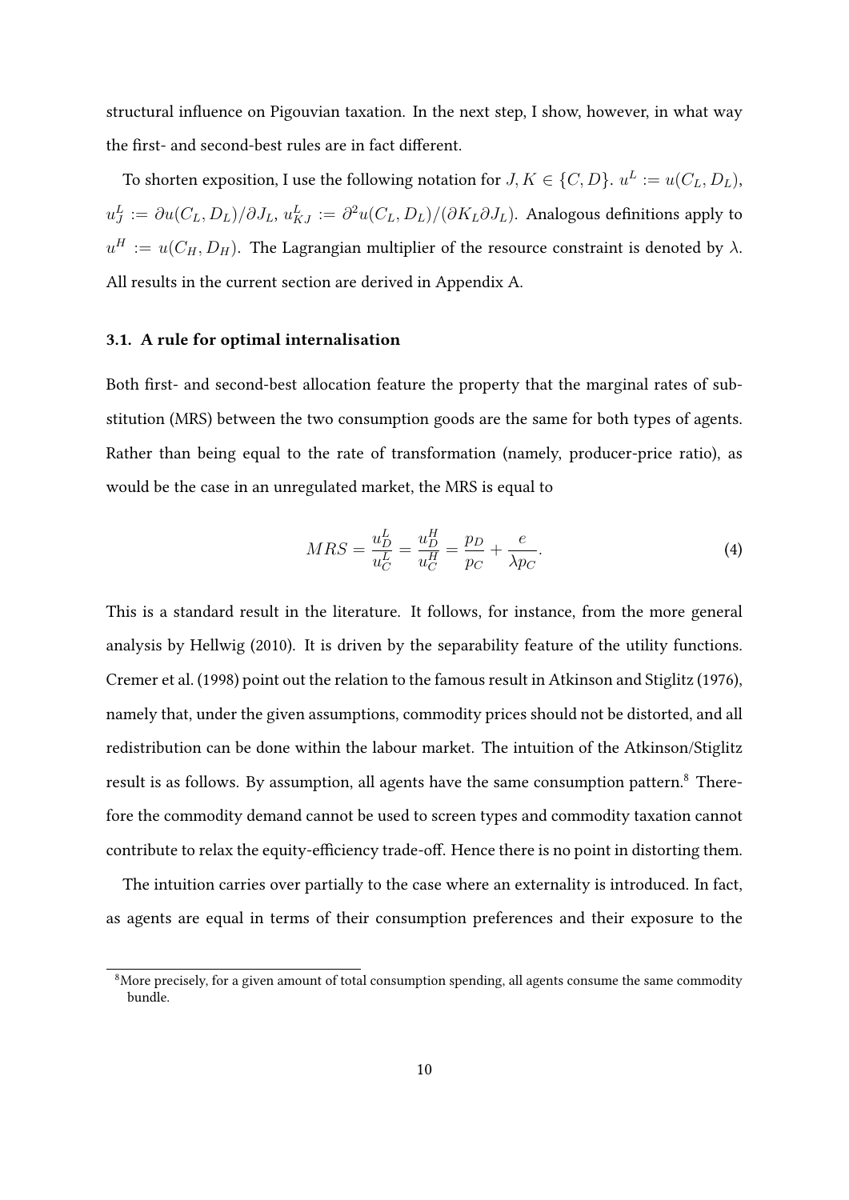structural influence on Pigouvian taxation. In the next step, I show, however, in what way the first- and second-best rules are in fact different.

To shorten exposition, I use the following notation for $J, K \in \{C, D\}$. $u^L := u(C_L, D_L)$, $u^L_J := \partial u(C_L, D_L)/\partial J_L$, $u^L_{KJ} := \partial^2 u(C_L, D_L)/(\partial K_L \partial J_L)$. Analogous definitions apply to $u^H := u(C_H, D_H)$. The Lagrangian multiplier of the resource constraint is denoted by $\lambda$. All results in the current section are derived in Appendix A.

### 3.1. A rule for optimal internalisation

Both first- and second-best allocation feature the property that the marginal rates of substitution (MRS) between the two consumption goods are the same for both types of agents. Rather than being equal to the rate of transformation (namely, producer-price ratio), as would be the case in an unregulated market, the MRS is equal to

$$MRS = \frac{u^L_D}{u^L_C} = \frac{u^H_D}{u^H_C} = \frac{p_D}{p_C} + \frac{e}{\lambda p_C}. \tag{4}$$

This is a standard result in the literature. It follows, for instance, from the more general analysis by Hellwig (2010). It is driven by the separability feature of the utility functions. Cremer et al. (1998) point out the relation to the famous result in Atkinson and Stiglitz (1976), namely that, under the given assumptions, commodity prices should not be distorted, and all redistribution can be done within the labour market. The intuition of the Atkinson/Stiglitz result is as follows. By assumption, all agents have the same consumption pattern.[8] Therefore the commodity demand cannot be used to screen types and commodity taxation cannot contribute to relax the equity-efficiency trade-off. Hence there is no point in distorting them.

The intuition carries over partially to the case where an externality is introduced. In fact, as agents are equal in terms of their consumption preferences and their exposure to the

[8] More precisely, for a given amount of total consumption spending, all agents consume the same commodity bundle.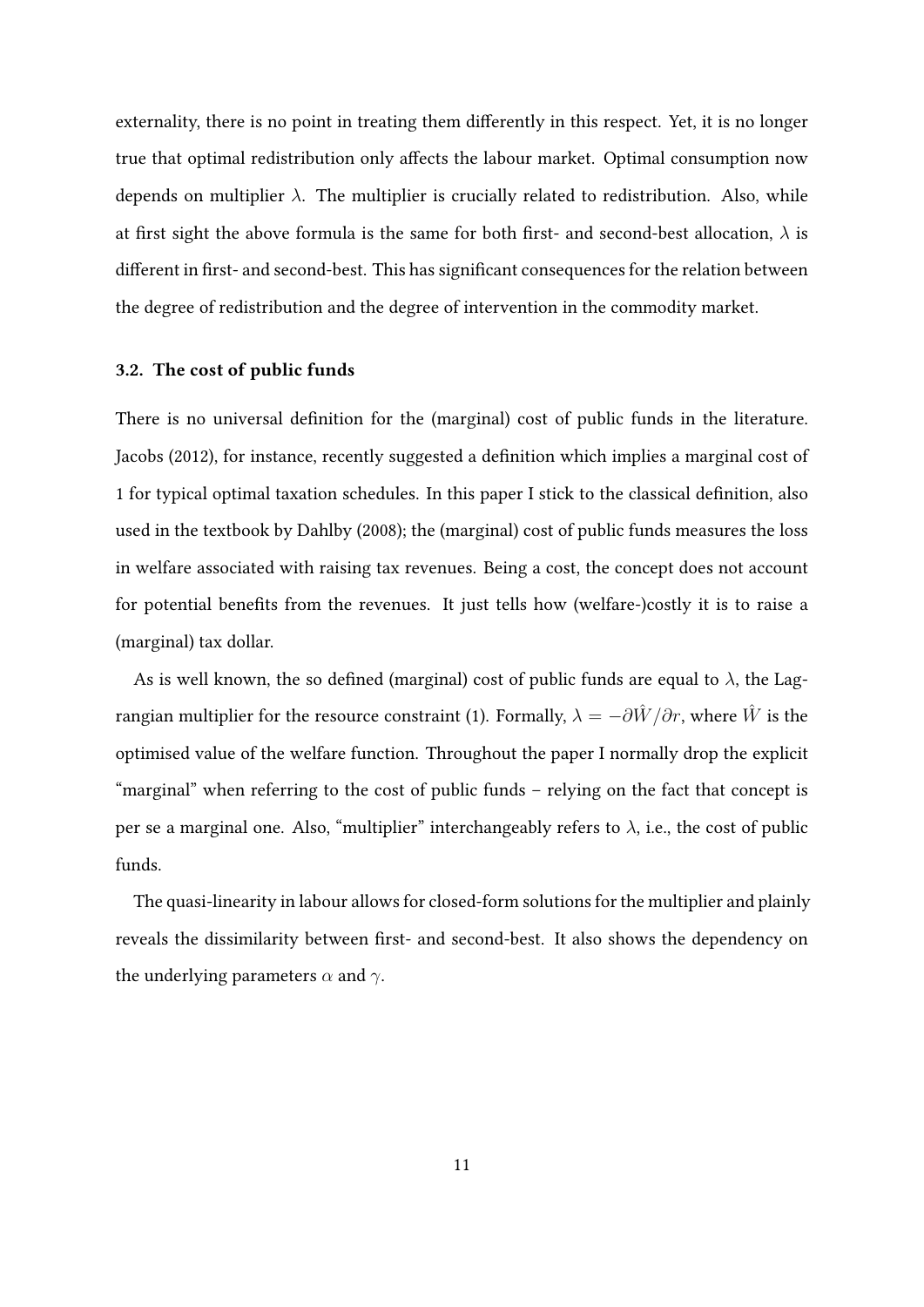externality, there is no point in treating them differently in this respect. Yet, it is no longer true that optimal redistribution only affects the labour market. Optimal consumption now depends on multiplier $\lambda$. The multiplier is crucially related to redistribution. Also, while at first sight the above formula is the same for both first- and second-best allocation, $\lambda$ is different in first- and second-best. This has significant consequences for the relation between the degree of redistribution and the degree of intervention in the commodity market.

### 3.2. The cost of public funds

There is no universal definition for the (marginal) cost of public funds in the literature. Jacobs (2012), for instance, recently suggested a definition which implies a marginal cost of 1 for typical optimal taxation schedules. In this paper I stick to the classical definition, also used in the textbook by Dahlby (2008); the (marginal) cost of public funds measures the loss in welfare associated with raising tax revenues. Being a cost, the concept does not account for potential benefits from the revenues. It just tells how (welfare-)costly it is to raise a (marginal) tax dollar.

As is well known, the so defined (marginal) cost of public funds are equal to $\lambda$, the Lagrangian multiplier for the resource constraint (1). Formally, $\lambda = -\partial \hat{W} / \partial r$, where $\hat{W}$ is the optimised value of the welfare function. Throughout the paper I normally drop the explicit "marginal" when referring to the cost of public funds – relying on the fact that concept is per se a marginal one. Also, "multiplier" interchangeably refers to $\lambda$, i.e., the cost of public funds.

The quasi-linearity in labour allows for closed-form solutions for the multiplier and plainly reveals the dissimilarity between first- and second-best. It also shows the dependency on the underlying parameters $\alpha$ and $\gamma$.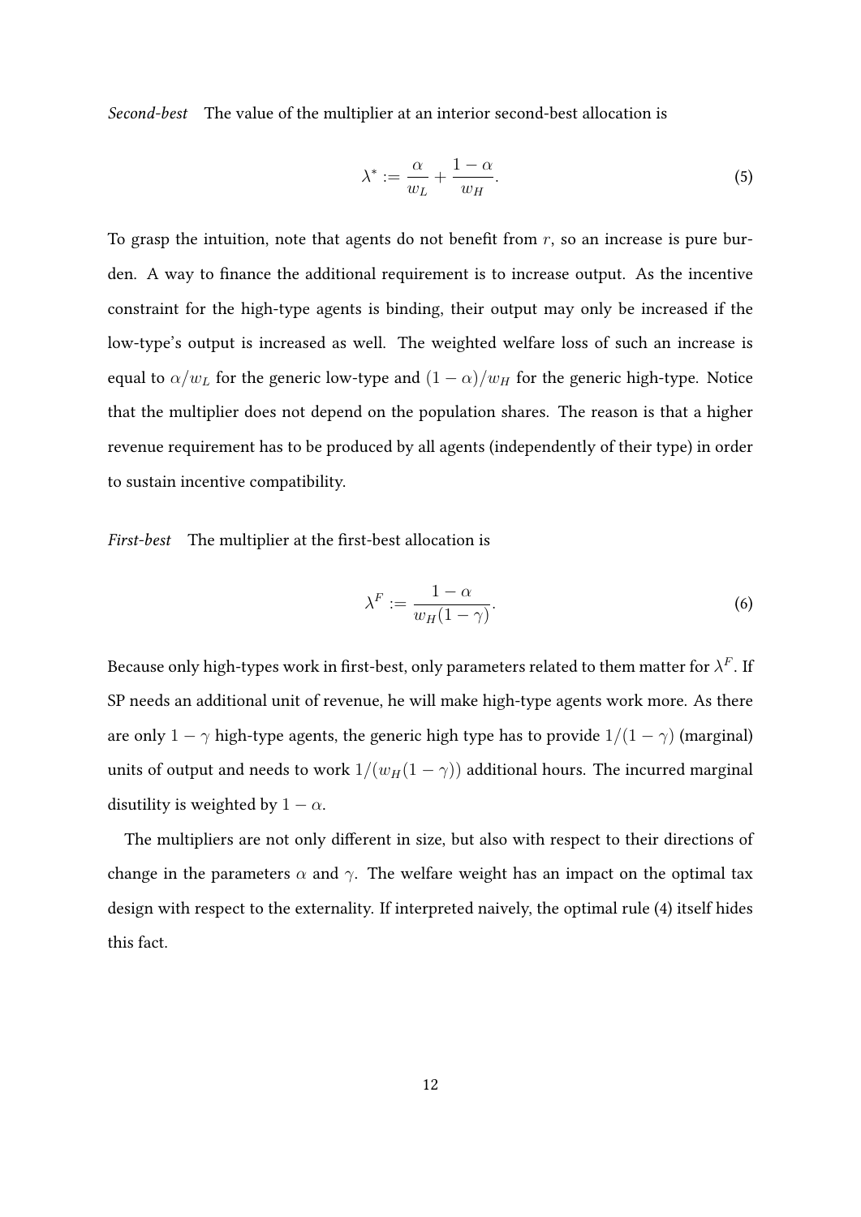*Second-best* The value of the multiplier at an interior second-best allocation is

$$\lambda^* := \frac{\alpha}{w_L} + \frac{1-\alpha}{w_H}. \tag{5}$$

To grasp the intuition, note that agents do not benefit from $r$, so an increase is pure burden. A way to finance the additional requirement is to increase output. As the incentive constraint for the high-type agents is binding, their output may only be increased if the low-type's output is increased as well. The weighted welfare loss of such an increase is equal to $\alpha/w_L$ for the generic low-type and $(1-\alpha)/w_H$ for the generic high-type. Notice that the multiplier does not depend on the population shares. The reason is that a higher revenue requirement has to be produced by all agents (independently of their type) in order to sustain incentive compatibility.

*First-best* The multiplier at the first-best allocation is

$$\lambda^F := \frac{1-\alpha}{w_H(1-\gamma)}. \tag{6}$$

Because only high-types work in first-best, only parameters related to them matter for $\lambda^F$. If SP needs an additional unit of revenue, he will make high-type agents work more. As there are only $1-\gamma$ high-type agents, the generic high type has to provide $1/(1-\gamma)$ (marginal) units of output and needs to work $1/(w_H(1-\gamma))$ additional hours. The incurred marginal disutility is weighted by $1-\alpha$.

The multipliers are not only different in size, but also with respect to their directions of change in the parameters $\alpha$ and $\gamma$. The welfare weight has an impact on the optimal tax design with respect to the externality. If interpreted naively, the optimal rule (4) itself hides this fact.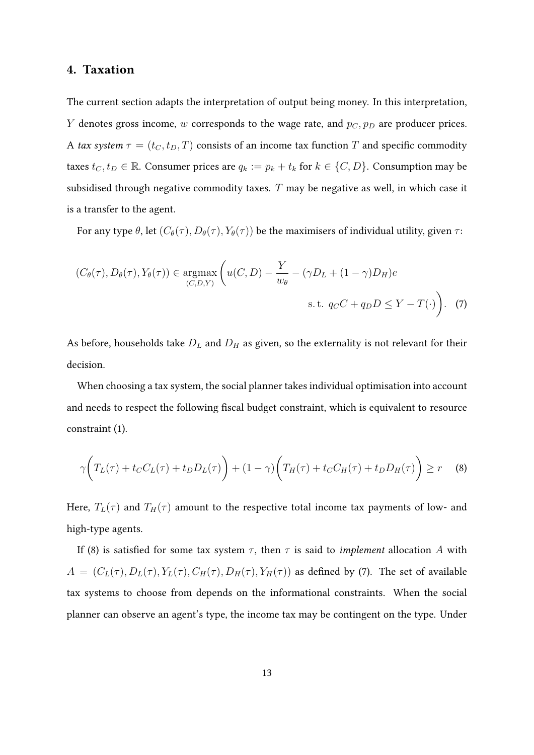## 4. Taxation

The current section adapts the interpretation of output being money. In this interpretation, $Y$ denotes gross income, $w$ corresponds to the wage rate, and $p_C, p_D$ are producer prices. A *tax system* $\tau = (t_C, t_D, T)$ consists of an income tax function $T$ and specific commodity taxes $t_C, t_D \in \mathbb{R}$. Consumer prices are $q_k := p_k + t_k$ for $k \in \{C, D\}$. Consumption may be subsidised through negative commodity taxes. $T$ may be negative as well, in which case it is a transfer to the agent.

For any type $\theta$, let $(C_\theta(\tau), D_\theta(\tau), Y_\theta(\tau))$ be the maximisers of individual utility, given $\tau$:

$$(C_\theta(\tau), D_\theta(\tau), Y_\theta(\tau)) \in \underset{(C,D,Y)}{\operatorname{argmax}} \Bigg( u(C, D) - \frac{Y}{w_\theta} - (\gamma D_L + (1-\gamma) D_H) e \\ \text{s. t. } q_C C + q_D D \leq Y - T(\cdot) \Bigg). \quad (7)$$

As before, households take $D_L$ and $D_H$ as given, so the externality is not relevant for their decision.

When choosing a tax system, the social planner takes individual optimisation into account and needs to respect the following fiscal budget constraint, which is equivalent to resource constraint (1).

$$\gamma \Big( T_L(\tau) + t_C C_L(\tau) + t_D D_L(\tau) \Big) + (1-\gamma) \Big( T_H(\tau) + t_C C_H(\tau) + t_D D_H(\tau) \Big) \geq r \quad (8)$$

Here, $T_L(\tau)$ and $T_H(\tau)$ amount to the respective total income tax payments of low- and high-type agents.

If (8) is satisfied for some tax system $\tau$, then $\tau$ is said to *implement* allocation $A$ with $A = (C_L(\tau), D_L(\tau), Y_L(\tau), C_H(\tau), D_H(\tau), Y_H(\tau))$ as defined by (7). The set of available tax systems to choose from depends on the informational constraints. When the social planner can observe an agent's type, the income tax may be contingent on the type. Under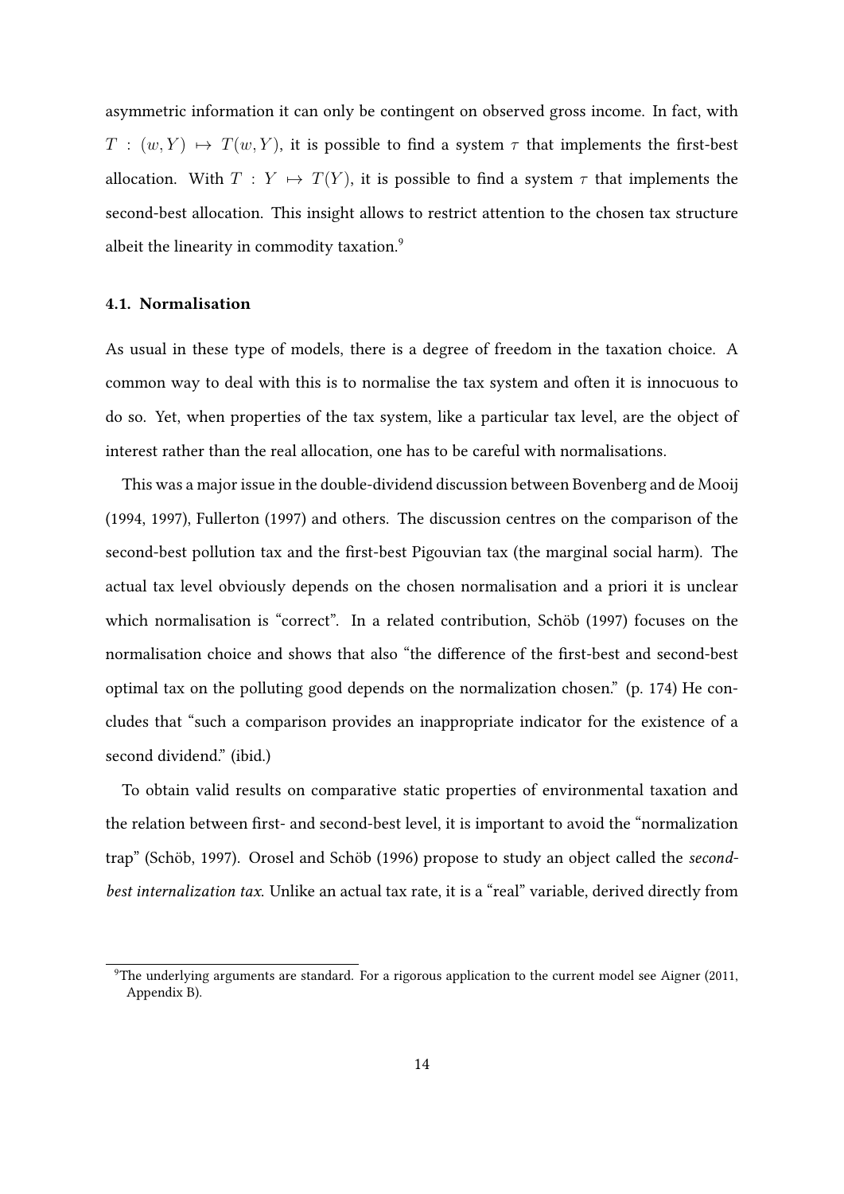asymmetric information it can only be contingent on observed gross income. In fact, with $T : (w, Y) \mapsto T(w, Y)$, it is possible to find a system $\tau$ that implements the first-best allocation. With $T : Y \mapsto T(Y)$, it is possible to find a system $\tau$ that implements the second-best allocation. This insight allows to restrict attention to the chosen tax structure albeit the linearity in commodity taxation.[9]

### 4.1. Normalisation

As usual in these type of models, there is a degree of freedom in the taxation choice. A common way to deal with this is to normalise the tax system and often it is innocuous to do so. Yet, when properties of the tax system, like a particular tax level, are the object of interest rather than the real allocation, one has to be careful with normalisations.

This was a major issue in the double-dividend discussion between Bovenberg and de Mooij (1994, 1997), Fullerton (1997) and others. The discussion centres on the comparison of the second-best pollution tax and the first-best Pigouvian tax (the marginal social harm). The actual tax level obviously depends on the chosen normalisation and a priori it is unclear which normalisation is "correct". In a related contribution, Schöb (1997) focuses on the normalisation choice and shows that also "the difference of the first-best and second-best optimal tax on the polluting good depends on the normalization chosen." (p. 174) He concludes that "such a comparison provides an inappropriate indicator for the existence of a second dividend." (ibid.)

To obtain valid results on comparative static properties of environmental taxation and the relation between first- and second-best level, it is important to avoid the "normalization trap" (Schöb, 1997). Orosel and Schöb (1996) propose to study an object called the *second-best internalization tax*. Unlike an actual tax rate, it is a "real" variable, derived directly from

[9]The underlying arguments are standard. For a rigorous application to the current model see Aigner (2011, Appendix B).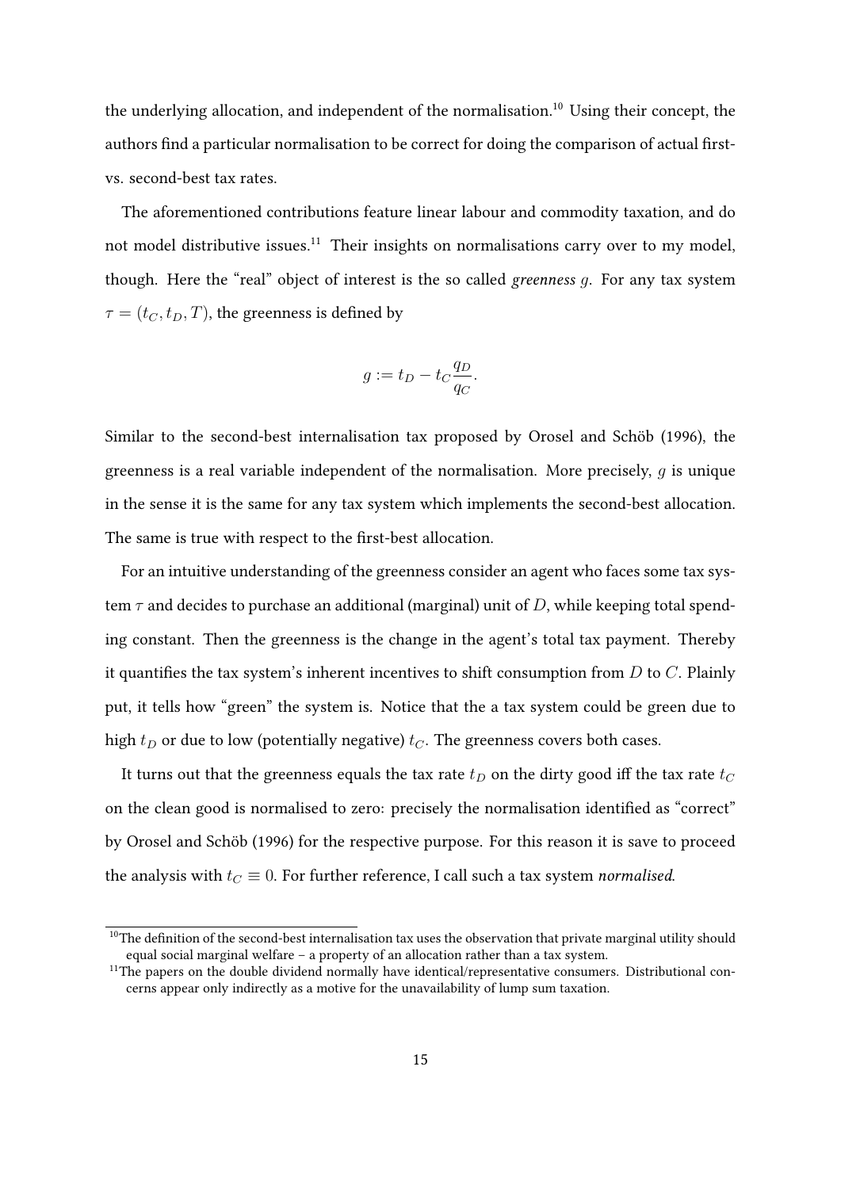the underlying allocation, and independent of the normalisation.[10] Using their concept, the authors find a particular normalisation to be correct for doing the comparison of actual first- vs. second-best tax rates.

The aforementioned contributions feature linear labour and commodity taxation, and do not model distributive issues.[11] Their insights on normalisations carry over to my model, though. Here the "real" object of interest is the so called *greenness* $g$. For any tax system $\tau = (t_C, t_D, T)$, the greenness is defined by

$$g := t_D - t_C \frac{q_D}{q_C}.$$

Similar to the second-best internalisation tax proposed by Orosel and Schöb (1996), the greenness is a real variable independent of the normalisation. More precisely, $g$ is unique in the sense it is the same for any tax system which implements the second-best allocation. The same is true with respect to the first-best allocation.

For an intuitive understanding of the greenness consider an agent who faces some tax system $\tau$ and decides to purchase an additional (marginal) unit of $D$, while keeping total spending constant. Then the greenness is the change in the agent's total tax payment. Thereby it quantifies the tax system's inherent incentives to shift consumption from $D$ to $C$. Plainly put, it tells how "green" the system is. Notice that the a tax system could be green due to high $t_D$ or due to low (potentially negative) $t_C$. The greenness covers both cases.

It turns out that the greenness equals the tax rate $t_D$ on the dirty good iff the tax rate $t_C$ on the clean good is normalised to zero: precisely the normalisation identified as "correct" by Orosel and Schöb (1996) for the respective purpose. For this reason it is save to proceed the analysis with $t_C \equiv 0$. For further reference, I call such a tax system *normalised*.

[10] The definition of the second-best internalisation tax uses the observation that private marginal utility should equal social marginal welfare – a property of an allocation rather than a tax system.

[11] The papers on the double dividend normally have identical/representative consumers. Distributional concerns appear only indirectly as a motive for the unavailability of lump sum taxation.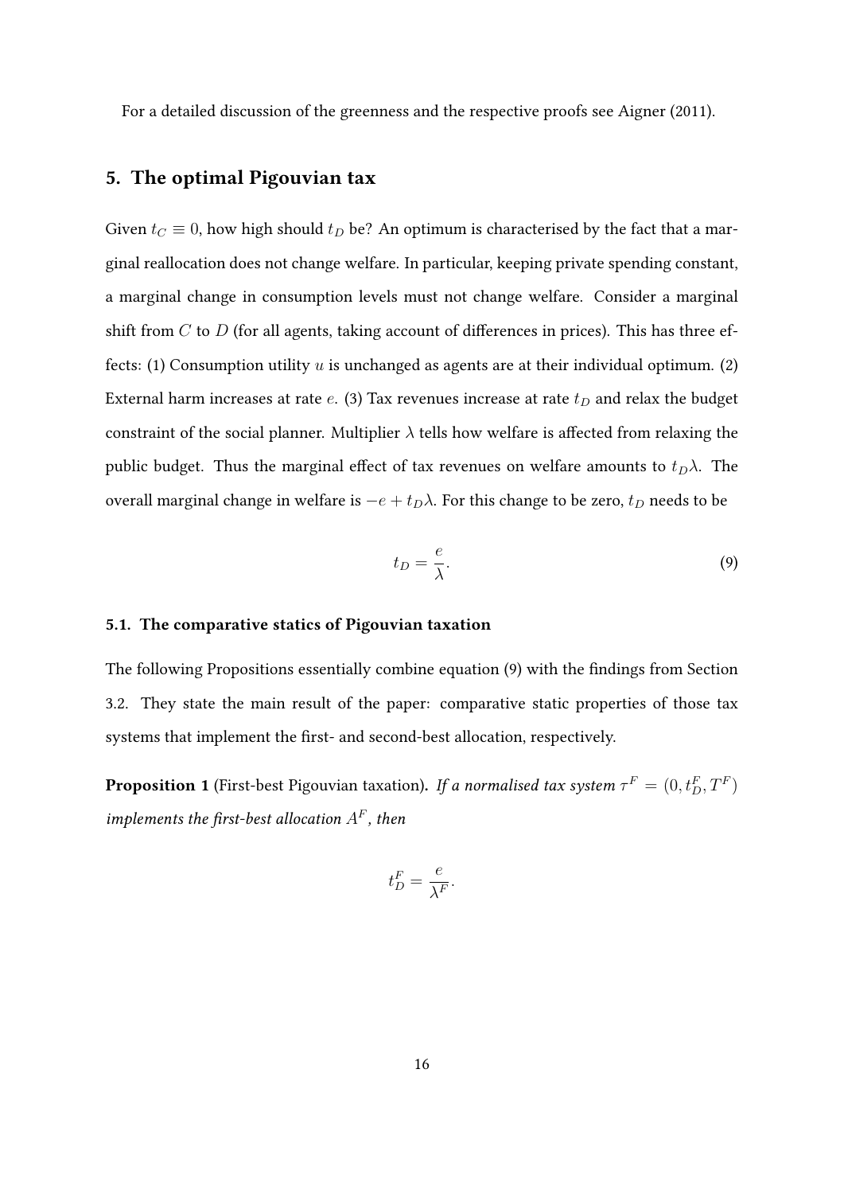For a detailed discussion of the greenness and the respective proofs see Aigner (2011).

## 5. The optimal Pigouvian tax

Given $t_C \equiv 0$, how high should $t_D$ be? An optimum is characterised by the fact that a marginal reallocation does not change welfare. In particular, keeping private spending constant, a marginal change in consumption levels must not change welfare. Consider a marginal shift from $C$ to $D$ (for all agents, taking account of differences in prices). This has three effects: (1) Consumption utility $u$ is unchanged as agents are at their individual optimum. (2) External harm increases at rate $e$. (3) Tax revenues increase at rate $t_D$ and relax the budget constraint of the social planner. Multiplier $\lambda$ tells how welfare is affected from relaxing the public budget. Thus the marginal effect of tax revenues on welfare amounts to $t_D\lambda$. The overall marginal change in welfare is $-e + t_D\lambda$. For this change to be zero, $t_D$ needs to be

$$t_D = \frac{e}{\lambda}. \tag{9}$$

### 5.1. The comparative statics of Pigouvian taxation

The following Propositions essentially combine equation (9) with the findings from Section 3.2. They state the main result of the paper: comparative static properties of those tax systems that implement the first- and second-best allocation, respectively.

**Proposition 1** (First-best Pigouvian taxation)**.** *If a normalised tax system $\tau^F = (0, t_D^F, T^F)$ implements the first-best allocation $A^F$, then*

$$t_D^F = \frac{e}{\lambda^F}.$$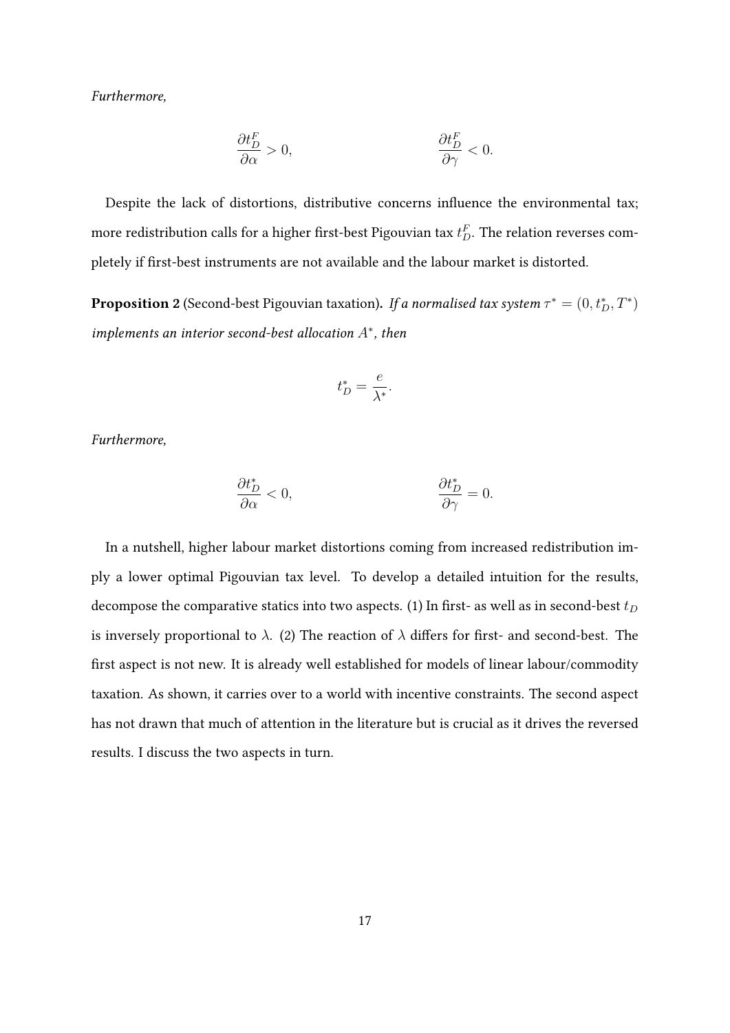*Furthermore,*

$$\frac{\partial t_D^F}{\partial \alpha} > 0, \qquad \frac{\partial t_D^F}{\partial \gamma} < 0.$$

Despite the lack of distortions, distributive concerns influence the environmental tax; more redistribution calls for a higher first-best Pigouvian tax $t_D^F$. The relation reverses completely if first-best instruments are not available and the labour market is distorted.

**Proposition 2** (Second-best Pigouvian taxation)**.** *If a normalised tax system $\tau^* = (0, t_D^*, T^*)$ implements an interior second-best allocation $A^*$, then*

$$t_D^* = \frac{e}{\lambda^*}.$$

*Furthermore,*

$$\frac{\partial t_D^*}{\partial \alpha} < 0, \qquad \frac{\partial t_D^*}{\partial \gamma} = 0.$$

In a nutshell, higher labour market distortions coming from increased redistribution imply a lower optimal Pigouvian tax level. To develop a detailed intuition for the results, decompose the comparative statics into two aspects. (1) In first- as well as in second-best $t_D$ is inversely proportional to $\lambda$. (2) The reaction of $\lambda$ differs for first- and second-best. The first aspect is not new. It is already well established for models of linear labour/commodity taxation. As shown, it carries over to a world with incentive constraints. The second aspect has not drawn that much of attention in the literature but is crucial as it drives the reversed results. I discuss the two aspects in turn.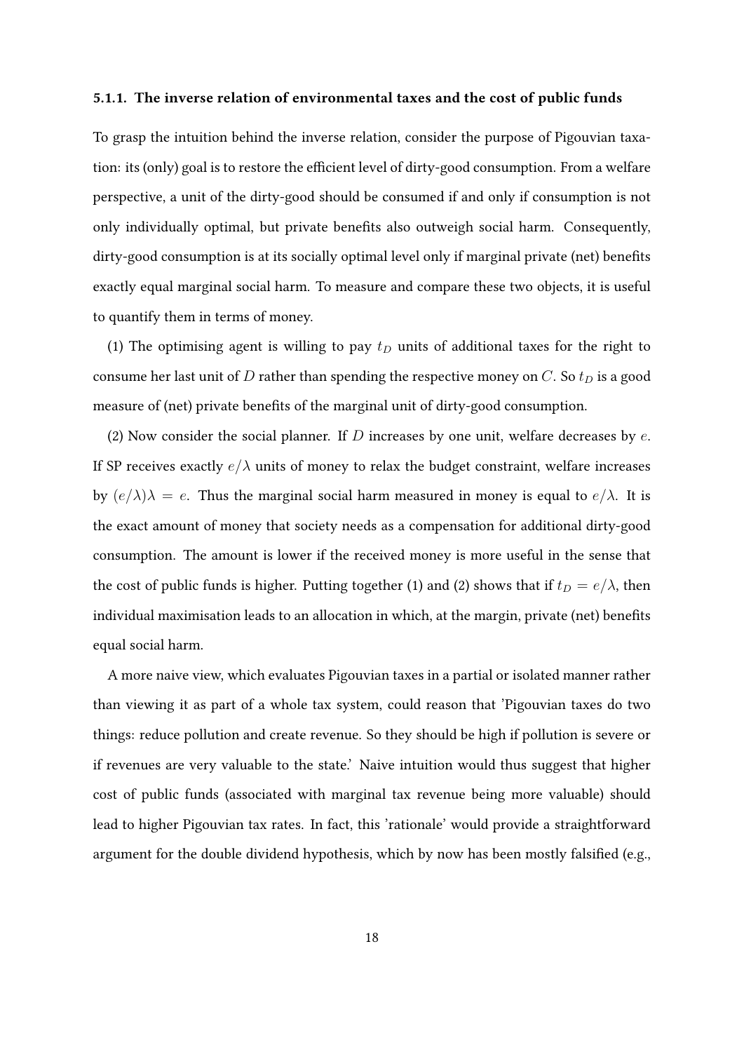#### 5.1.1. The inverse relation of environmental taxes and the cost of public funds

To grasp the intuition behind the inverse relation, consider the purpose of Pigouvian taxation: its (only) goal is to restore the efficient level of dirty-good consumption. From a welfare perspective, a unit of the dirty-good should be consumed if and only if consumption is not only individually optimal, but private benefits also outweigh social harm. Consequently, dirty-good consumption is at its socially optimal level only if marginal private (net) benefits exactly equal marginal social harm. To measure and compare these two objects, it is useful to quantify them in terms of money.

(1) The optimising agent is willing to pay $t_D$ units of additional taxes for the right to consume her last unit of $D$ rather than spending the respective money on $C$. So $t_D$ is a good measure of (net) private benefits of the marginal unit of dirty-good consumption.

(2) Now consider the social planner. If $D$ increases by one unit, welfare decreases by $e$. If SP receives exactly $e/\lambda$ units of money to relax the budget constraint, welfare increases by $(e/\lambda)\lambda = e$. Thus the marginal social harm measured in money is equal to $e/\lambda$. It is the exact amount of money that society needs as a compensation for additional dirty-good consumption. The amount is lower if the received money is more useful in the sense that the cost of public funds is higher. Putting together (1) and (2) shows that if $t_D = e/\lambda$, then individual maximisation leads to an allocation in which, at the margin, private (net) benefits equal social harm.

A more naive view, which evaluates Pigouvian taxes in a partial or isolated manner rather than viewing it as part of a whole tax system, could reason that 'Pigouvian taxes do two things: reduce pollution and create revenue. So they should be high if pollution is severe or if revenues are very valuable to the state.' Naive intuition would thus suggest that higher cost of public funds (associated with marginal tax revenue being more valuable) should lead to higher Pigouvian tax rates. In fact, this 'rationale' would provide a straightforward argument for the double dividend hypothesis, which by now has been mostly falsified (e.g.,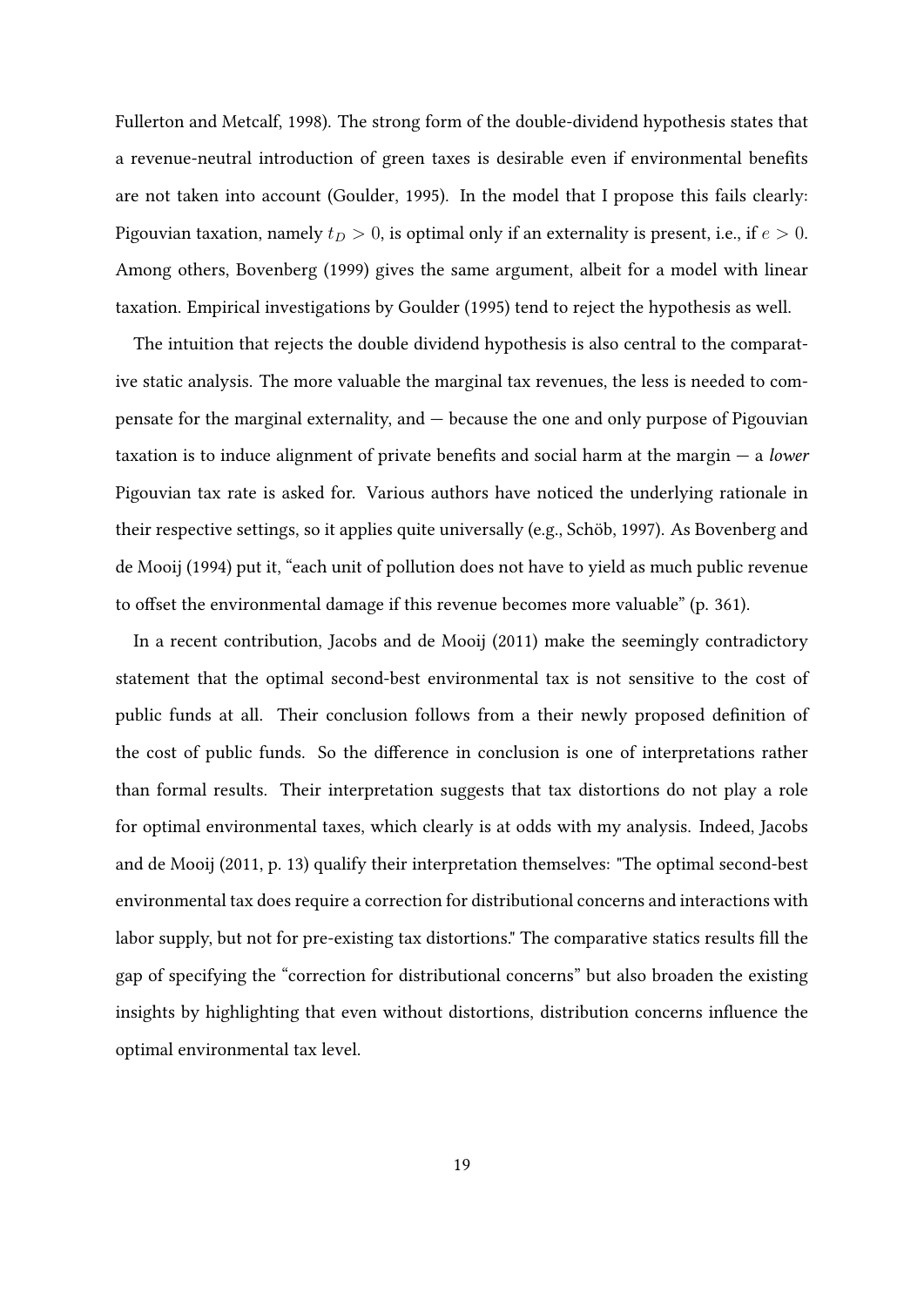Fullerton and Metcalf, 1998). The strong form of the double-dividend hypothesis states that a revenue-neutral introduction of green taxes is desirable even if environmental benefits are not taken into account (Goulder, 1995). In the model that I propose this fails clearly: Pigouvian taxation, namely $t_D > 0$, is optimal only if an externality is present, i.e., if $e > 0$. Among others, Bovenberg (1999) gives the same argument, albeit for a model with linear taxation. Empirical investigations by Goulder (1995) tend to reject the hypothesis as well.

The intuition that rejects the double dividend hypothesis is also central to the comparative static analysis. The more valuable the marginal tax revenues, the less is needed to compensate for the marginal externality, and — because the one and only purpose of Pigouvian taxation is to induce alignment of private benefits and social harm at the margin — a *lower* Pigouvian tax rate is asked for. Various authors have noticed the underlying rationale in their respective settings, so it applies quite universally (e.g., Schöb, 1997). As Bovenberg and de Mooij (1994) put it, "each unit of pollution does not have to yield as much public revenue to offset the environmental damage if this revenue becomes more valuable" (p. 361).

In a recent contribution, Jacobs and de Mooij (2011) make the seemingly contradictory statement that the optimal second-best environmental tax is not sensitive to the cost of public funds at all. Their conclusion follows from a their newly proposed definition of the cost of public funds. So the difference in conclusion is one of interpretations rather than formal results. Their interpretation suggests that tax distortions do not play a role for optimal environmental taxes, which clearly is at odds with my analysis. Indeed, Jacobs and de Mooij (2011, p. 13) qualify their interpretation themselves: "The optimal second-best environmental tax does require a correction for distributional concerns and interactions with labor supply, but not for pre-existing tax distortions." The comparative statics results fill the gap of specifying the "correction for distributional concerns" but also broaden the existing insights by highlighting that even without distortions, distribution concerns influence the optimal environmental tax level.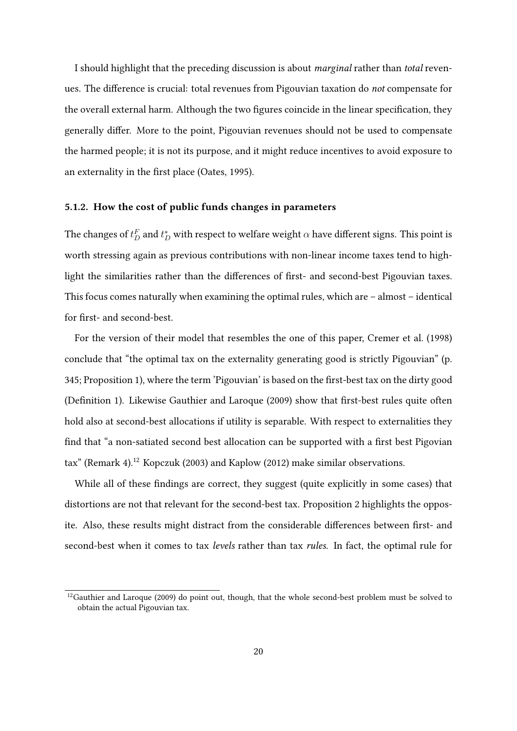I should highlight that the preceding discussion is about *marginal* rather than *total* revenues. The difference is crucial: total revenues from Pigouvian taxation do *not* compensate for the overall external harm. Although the two figures coincide in the linear specification, they generally differ. More to the point, Pigouvian revenues should not be used to compensate the harmed people; it is not its purpose, and it might reduce incentives to avoid exposure to an externality in the first place (Oates, 1995).

### 5.1.2. How the cost of public funds changes in parameters

The changes of $t_D^F$ and $t_D^*$ with respect to welfare weight $\alpha$ have different signs. This point is worth stressing again as previous contributions with non-linear income taxes tend to highlight the similarities rather than the differences of first- and second-best Pigouvian taxes. This focus comes naturally when examining the optimal rules, which are – almost – identical for first- and second-best.

For the version of their model that resembles the one of this paper, Cremer et al. (1998) conclude that "the optimal tax on the externality generating good is strictly Pigouvian" (p. 345; Proposition 1), where the term 'Pigouvian' is based on the first-best tax on the dirty good (Definition 1). Likewise Gauthier and Laroque (2009) show that first-best rules quite often hold also at second-best allocations if utility is separable. With respect to externalities they find that "a non-satiated second best allocation can be supported with a first best Pigovian tax" (Remark 4).[12] Kopczuk (2003) and Kaplow (2012) make similar observations.

While all of these findings are correct, they suggest (quite explicitly in some cases) that distortions are not that relevant for the second-best tax. Proposition 2 highlights the opposite. Also, these results might distract from the considerable differences between first- and second-best when it comes to tax *levels* rather than tax *rules*. In fact, the optimal rule for

[12] Gauthier and Laroque (2009) do point out, though, that the whole second-best problem must be solved to obtain the actual Pigouvian tax.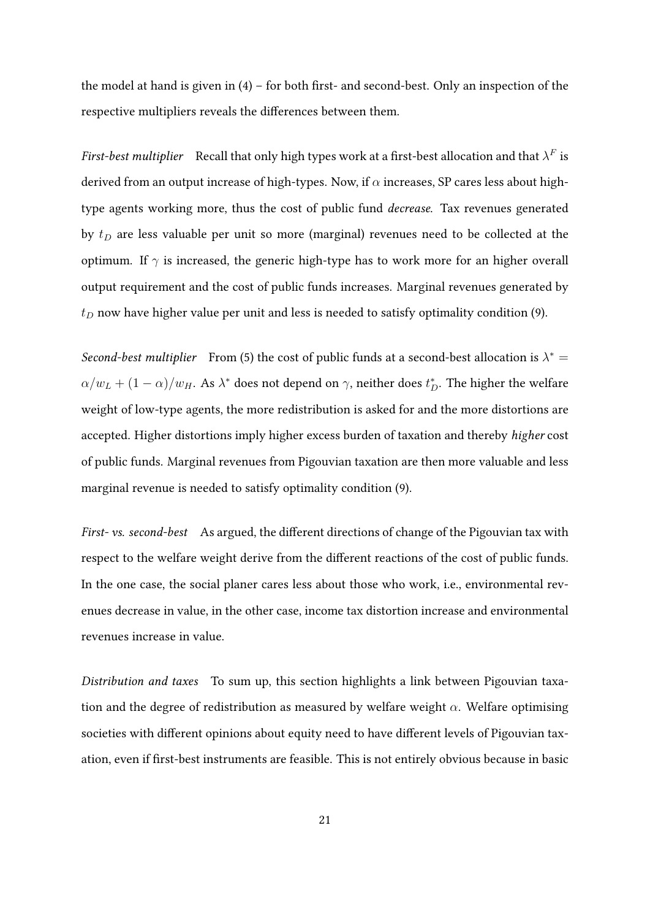the model at hand is given in (4) – for both first- and second-best. Only an inspection of the respective multipliers reveals the differences between them.

*First-best multiplier* Recall that only high types work at a first-best allocation and that $\lambda^F$ is derived from an output increase of high-types. Now, if $\alpha$ increases, SP cares less about high-type agents working more, thus the cost of public fund *decrease*. Tax revenues generated by $t_D$ are less valuable per unit so more (marginal) revenues need to be collected at the optimum. If $\gamma$ is increased, the generic high-type has to work more for an higher overall output requirement and the cost of public funds increases. Marginal revenues generated by $t_D$ now have higher value per unit and less is needed to satisfy optimality condition (9).

*Second-best multiplier* From (5) the cost of public funds at a second-best allocation is $\lambda^* = \alpha/w_L + (1-\alpha)/w_H$. As $\lambda^*$ does not depend on $\gamma$, neither does $t_D^*$. The higher the welfare weight of low-type agents, the more redistribution is asked for and the more distortions are accepted. Higher distortions imply higher excess burden of taxation and thereby *higher* cost of public funds. Marginal revenues from Pigouvian taxation are then more valuable and less marginal revenue is needed to satisfy optimality condition (9).

*First- vs. second-best* As argued, the different directions of change of the Pigouvian tax with respect to the welfare weight derive from the different reactions of the cost of public funds. In the one case, the social planer cares less about those who work, i.e., environmental revenues decrease in value, in the other case, income tax distortion increase and environmental revenues increase in value.

*Distribution and taxes* To sum up, this section highlights a link between Pigouvian taxation and the degree of redistribution as measured by welfare weight $\alpha$. Welfare optimising societies with different opinions about equity need to have different levels of Pigouvian taxation, even if first-best instruments are feasible. This is not entirely obvious because in basic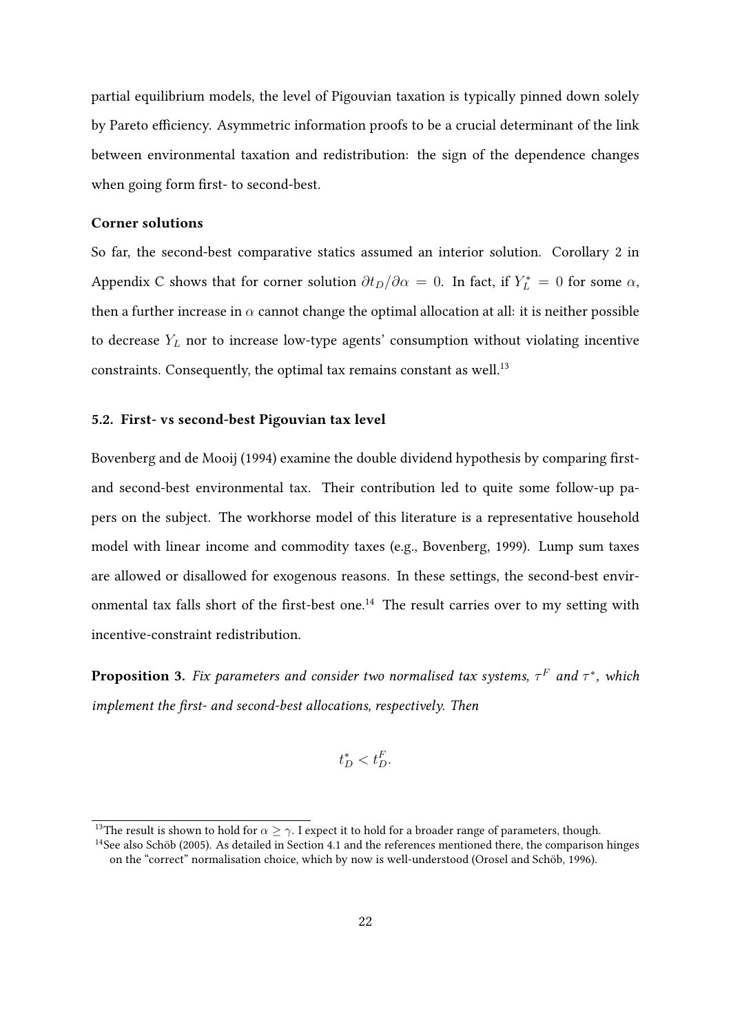partial equilibrium models, the level of Pigouvian taxation is typically pinned down solely by Pareto efficiency. Asymmetric information proofs to be a crucial determinant of the link between environmental taxation and redistribution: the sign of the dependence changes when going form first- to second-best.

**Corner solutions**

So far, the second-best comparative statics assumed an interior solution. Corollary 2 in Appendix C shows that for corner solution $\partial t_D/\partial \alpha = 0$. In fact, if $Y_L^* = 0$ for some $\alpha$, then a further increase in $\alpha$ cannot change the optimal allocation at all: it is neither possible to decrease $Y_L$ nor to increase low-type agents' consumption without violating incentive constraints. Consequently, the optimal tax remains constant as well.[13]

### 5.2. First- vs second-best Pigouvian tax level

Bovenberg and de Mooij (1994) examine the double dividend hypothesis by comparing first- and second-best environmental tax. Their contribution led to quite some follow-up papers on the subject. The workhorse model of this literature is a representative household model with linear income and commodity taxes (e.g., Bovenberg, 1999). Lump sum taxes are allowed or disallowed for exogenous reasons. In these settings, the second-best environmental tax falls short of the first-best one.[14] The result carries over to my setting with incentive-constraint redistribution.

**Proposition 3.** *Fix parameters and consider two normalised tax systems, $\tau^F$ and $\tau^*$, which implement the first- and second-best allocations, respectively. Then*

$$t_D^* < t_D^F.$$

[13]The result is shown to hold for $\alpha \geq \gamma$. I expect it to hold for a broader range of parameters, though.

[14]See also Schöb (2005). As detailed in Section 4.1 and the references mentioned there, the comparison hinges on the "correct" normalisation choice, which by now is well-understood (Orosel and Schöb, 1996).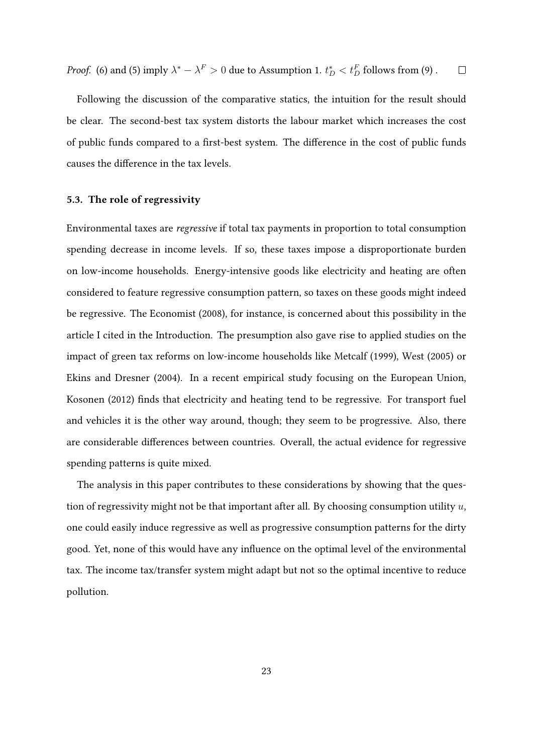*Proof.* (6) and (5) imply $\lambda^* - \lambda^F > 0$ due to Assumption 1. $t_D^* < t_D^F$ follows from (9). $\square$

Following the discussion of the comparative statics, the intuition for the result should be clear. The second-best tax system distorts the labour market which increases the cost of public funds compared to a first-best system. The difference in the cost of public funds causes the difference in the tax levels.

### 5.3. The role of regressivity

Environmental taxes are *regressive* if total tax payments in proportion to total consumption spending decrease in income levels. If so, these taxes impose a disproportionate burden on low-income households. Energy-intensive goods like electricity and heating are often considered to feature regressive consumption pattern, so taxes on these goods might indeed be regressive. The Economist (2008), for instance, is concerned about this possibility in the article I cited in the Introduction. The presumption also gave rise to applied studies on the impact of green tax reforms on low-income households like Metcalf (1999), West (2005) or Ekins and Dresner (2004). In a recent empirical study focusing on the European Union, Kosonen (2012) finds that electricity and heating tend to be regressive. For transport fuel and vehicles it is the other way around, though; they seem to be progressive. Also, there are considerable differences between countries. Overall, the actual evidence for regressive spending patterns is quite mixed.

The analysis in this paper contributes to these considerations by showing that the question of regressivity might not be that important after all. By choosing consumption utility $u$, one could easily induce regressive as well as progressive consumption patterns for the dirty good. Yet, none of this would have any influence on the optimal level of the environmental tax. The income tax/transfer system might adapt but not so the optimal incentive to reduce pollution.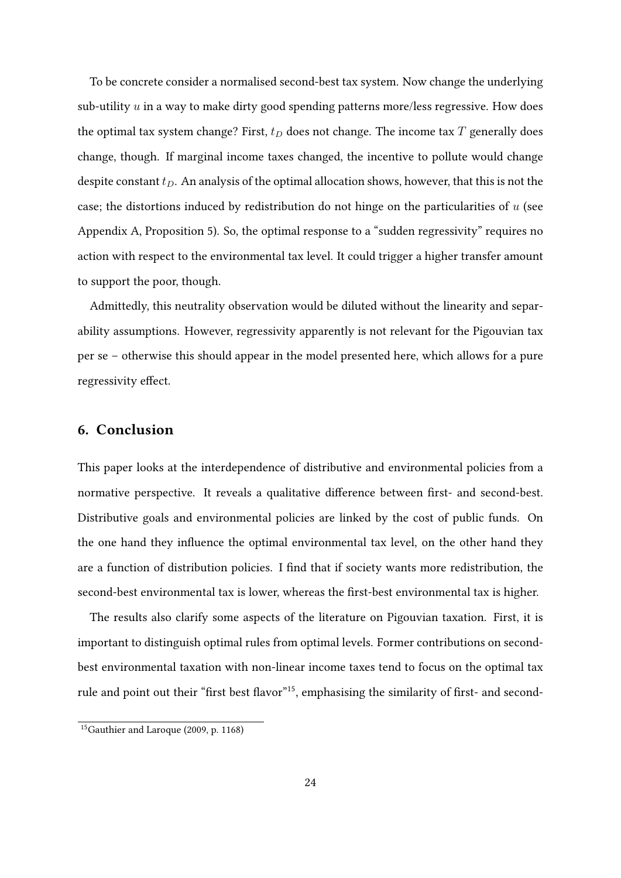To be concrete consider a normalised second-best tax system. Now change the underlying sub-utility $u$ in a way to make dirty good spending patterns more/less regressive. How does the optimal tax system change? First, $t_D$ does not change. The income tax $T$ generally does change, though. If marginal income taxes changed, the incentive to pollute would change despite constant $t_D$. An analysis of the optimal allocation shows, however, that this is not the case; the distortions induced by redistribution do not hinge on the particularities of $u$ (see Appendix A, Proposition 5). So, the optimal response to a "sudden regressivity" requires no action with respect to the environmental tax level. It could trigger a higher transfer amount to support the poor, though.

Admittedly, this neutrality observation would be diluted without the linearity and separability assumptions. However, regressivity apparently is not relevant for the Pigouvian tax per se – otherwise this should appear in the model presented here, which allows for a pure regressivity effect.

## 6. Conclusion

This paper looks at the interdependence of distributive and environmental policies from a normative perspective. It reveals a qualitative difference between first- and second-best. Distributive goals and environmental policies are linked by the cost of public funds. On the one hand they influence the optimal environmental tax level, on the other hand they are a function of distribution policies. I find that if society wants more redistribution, the second-best environmental tax is lower, whereas the first-best environmental tax is higher.

The results also clarify some aspects of the literature on Pigouvian taxation. First, it is important to distinguish optimal rules from optimal levels. Former contributions on second-best environmental taxation with non-linear income taxes tend to focus on the optimal tax rule and point out their "first best flavor"[15], emphasising the similarity of first- and second-

[15] Gauthier and Laroque (2009, p. 1168)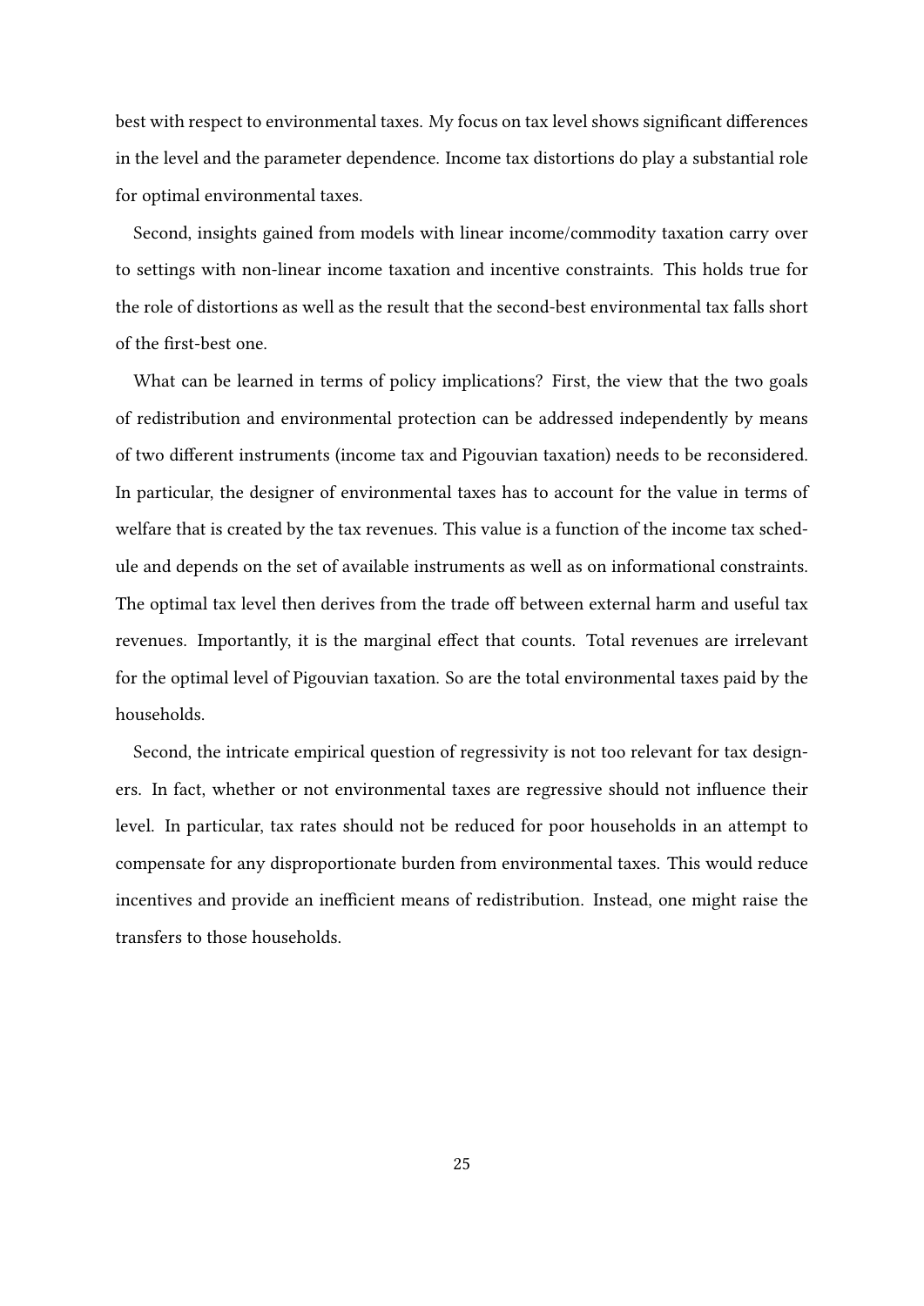best with respect to environmental taxes. My focus on tax level shows significant differences in the level and the parameter dependence. Income tax distortions do play a substantial role for optimal environmental taxes.

Second, insights gained from models with linear income/commodity taxation carry over to settings with non-linear income taxation and incentive constraints. This holds true for the role of distortions as well as the result that the second-best environmental tax falls short of the first-best one.

What can be learned in terms of policy implications? First, the view that the two goals of redistribution and environmental protection can be addressed independently by means of two different instruments (income tax and Pigouvian taxation) needs to be reconsidered. In particular, the designer of environmental taxes has to account for the value in terms of welfare that is created by the tax revenues. This value is a function of the income tax schedule and depends on the set of available instruments as well as on informational constraints. The optimal tax level then derives from the trade off between external harm and useful tax revenues. Importantly, it is the marginal effect that counts. Total revenues are irrelevant for the optimal level of Pigouvian taxation. So are the total environmental taxes paid by the households.

Second, the intricate empirical question of regressivity is not too relevant for tax designers. In fact, whether or not environmental taxes are regressive should not influence their level. In particular, tax rates should not be reduced for poor households in an attempt to compensate for any disproportionate burden from environmental taxes. This would reduce incentives and provide an inefficient means of redistribution. Instead, one might raise the transfers to those households.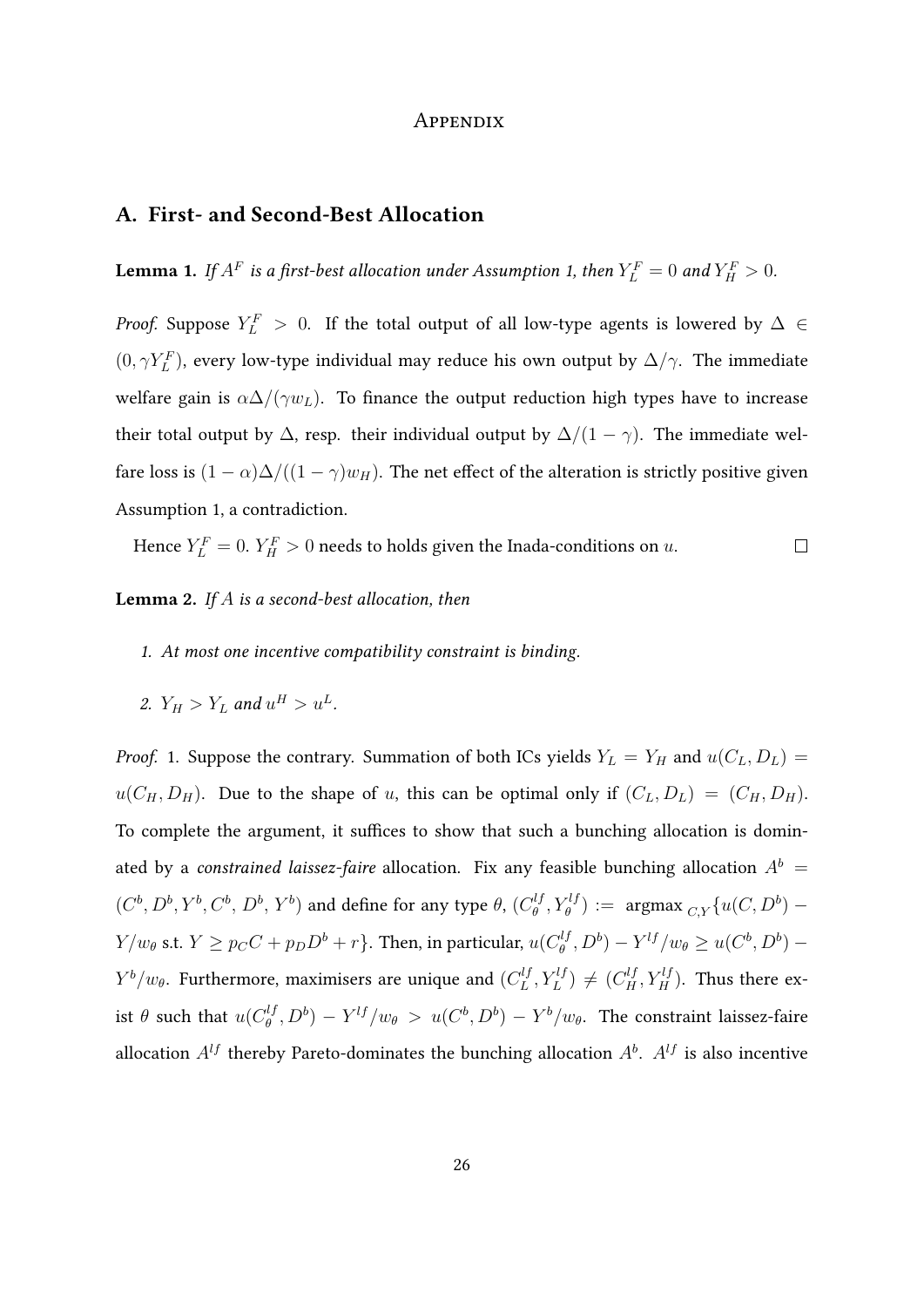# Appendix

## A. First- and Second-Best Allocation

**Lemma 1.** *If $A^F$ is a first-best allocation under Assumption 1, then $Y_L^F = 0$ and $Y_H^F > 0$.*

*Proof.* Suppose $Y_L^F > 0$. If the total output of all low-type agents is lowered by $\Delta \in (0, \gamma Y_L^F)$, every low-type individual may reduce his own output by $\Delta/\gamma$. The immediate welfare gain is $\alpha\Delta/(\gamma w_L)$. To finance the output reduction high types have to increase their total output by $\Delta$, resp. their individual output by $\Delta/(1-\gamma)$. The immediate welfare loss is $(1-\alpha)\Delta/((1-\gamma)w_H)$. The net effect of the alteration is strictly positive given Assumption 1, a contradiction.

Hence $Y_L^F = 0$. $Y_H^F > 0$ needs to holds given the Inada-conditions on $u$. $\square$

**Lemma 2.** *If $A$ is a second-best allocation, then*

1. *At most one incentive compatibility constraint is binding.*
2. *$Y_H > Y_L$ and $u^H > u^L$.*

*Proof.* 1. Suppose the contrary. Summation of both ICs yields $Y_L = Y_H$ and $u(C_L, D_L) = u(C_H, D_H)$. Due to the shape of $u$, this can be optimal only if $(C_L, D_L) = (C_H, D_H)$. To complete the argument, it suffices to show that such a bunching allocation is dominated by a *constrained laissez-faire* allocation. Fix any feasible bunching allocation $A^b = (C^b, D^b, Y^b, C^b, D^b, Y^b)$ and define for any type $\theta$, $(C_\theta^{lf}, Y_\theta^{lf}) := \text{argmax}_{C,Y}\{u(C, D^b) - Y/w_\theta \text{ s.t. } Y \geq p_C C + p_D D^b + r\}$. Then, in particular, $u(C_\theta^{lf}, D^b) - Y^{lf}/w_\theta \geq u(C^b, D^b) - Y^b/w_\theta$. Furthermore, maximisers are unique and $(C_L^{lf}, Y_L^{lf}) \neq (C_H^{lf}, Y_H^{lf})$. Thus there exist $\theta$ such that $u(C_\theta^{lf}, D^b) - Y^{lf}/w_\theta > u(C^b, D^b) - Y^b/w_\theta$. The constraint laissez-faire allocation $A^{lf}$ thereby Pareto-dominates the bunching allocation $A^b$. $A^{lf}$ is also incentive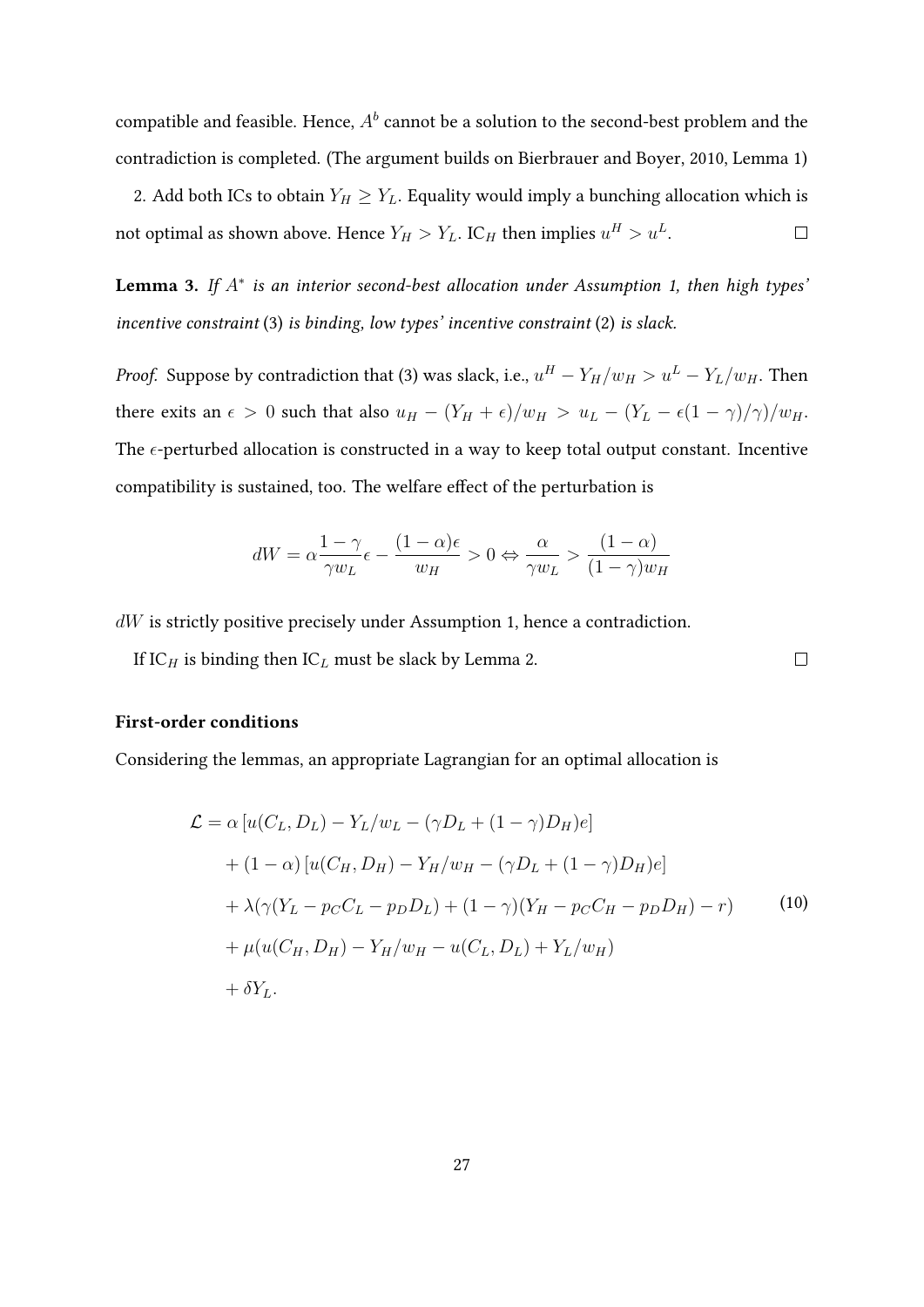compatible and feasible. Hence, $A^b$ cannot be a solution to the second-best problem and the contradiction is completed. (The argument builds on Bierbrauer and Boyer, 2010, Lemma 1)

2. Add both ICs to obtain $Y_H \geq Y_L$. Equality would imply a bunching allocation which is not optimal as shown above. Hence $Y_H > Y_L$. $\text{IC}_H$ then implies $u^H > u^L$. $\square$

**Lemma 3.** *If $A^*$ is an interior second-best allocation under Assumption 1, then high types' incentive constraint* (3) *is binding, low types' incentive constraint* (2) *is slack.*

*Proof.* Suppose by contradiction that (3) was slack, i.e., $u^H - Y_H/w_H > u^L - Y_L/w_H$. Then there exits an $\epsilon > 0$ such that also $u_H - (Y_H + \epsilon)/w_H > u_L - (Y_L - \epsilon(1-\gamma)/\gamma)/w_H$. The $\epsilon$-perturbed allocation is constructed in a way to keep total output constant. Incentive compatibility is sustained, too. The welfare effect of the perturbation is

$$dW = \alpha \frac{1-\gamma}{\gamma w_L}\epsilon - \frac{(1-\alpha)\epsilon}{w_H} > 0 \Leftrightarrow \frac{\alpha}{\gamma w_L} > \frac{(1-\alpha)}{(1-\gamma)w_H}$$

$dW$ is strictly positive precisely under Assumption 1, hence a contradiction.

If $\text{IC}_H$ is binding then $\text{IC}_L$ must be slack by Lemma 2. $\square$

### First-order conditions

Considering the lemmas, an appropriate Lagrangian for an optimal allocation is

$$\begin{aligned}
\mathcal{L} = \ & \alpha \left[u(C_L, D_L) - Y_L/w_L - (\gamma D_L + (1-\gamma)D_H)e\right] \\
& + (1-\alpha)\left[u(C_H, D_H) - Y_H/w_H - (\gamma D_L + (1-\gamma)D_H)e\right] \\
& + \lambda(\gamma(Y_L - p_C C_L - p_D D_L) + (1-\gamma)(Y_H - p_C C_H - p_D D_H) - r) \\
& + \mu(u(C_H, D_H) - Y_H/w_H - u(C_L, D_L) + Y_L/w_H) \\
& + \delta Y_L.
\end{aligned} \tag{10}$$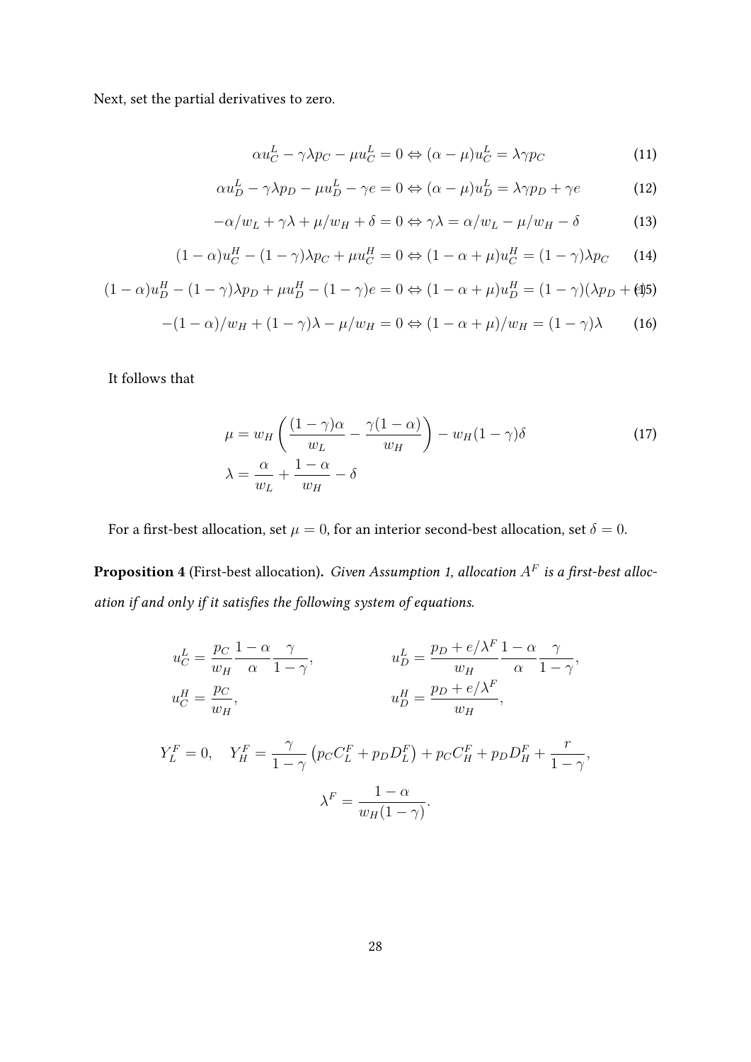Next, set the partial derivatives to zero.

$$\alpha u_C^L - \gamma\lambda p_C - \mu u_C^L = 0 \Leftrightarrow (\alpha - \mu)u_C^L = \lambda\gamma p_C \tag{11}$$

$$\alpha u_D^L - \gamma\lambda p_D - \mu u_D^L - \gamma e = 0 \Leftrightarrow (\alpha - \mu)u_D^L = \lambda\gamma p_D + \gamma e \tag{12}$$

$$-\alpha/w_L + \gamma\lambda + \mu/w_H + \delta = 0 \Leftrightarrow \gamma\lambda = \alpha/w_L - \mu/w_H - \delta \tag{13}$$

$$(1-\alpha)u_C^H - (1-\gamma)\lambda p_C + \mu u_C^H = 0 \Leftrightarrow (1-\alpha+\mu)u_C^H = (1-\gamma)\lambda p_C \tag{14}$$

$$(1-\alpha)u_D^H - (1-\gamma)\lambda p_D + \mu u_D^H - (1-\gamma)e = 0 \Leftrightarrow (1-\alpha+\mu)u_D^H = (1-\gamma)(\lambda p_D + e) \tag{15}$$

$$-(1-\alpha)/w_H + (1-\gamma)\lambda - \mu/w_H = 0 \Leftrightarrow (1-\alpha+\mu)/w_H = (1-\gamma)\lambda \tag{16}$$

It follows that

$$\begin{aligned} \mu &= w_H\left(\frac{(1-\gamma)\alpha}{w_L} - \frac{\gamma(1-\alpha)}{w_H}\right) - w_H(1-\gamma)\delta \\ \lambda &= \frac{\alpha}{w_L} + \frac{1-\alpha}{w_H} - \delta \end{aligned} \tag{17}$$

For a first-best allocation, set $\mu = 0$, for an interior second-best allocation, set $\delta = 0$.

**Proposition 4** (First-best allocation). *Given Assumption 1, allocation $A^F$ is a first-best allocation if and only if it satisfies the following system of equations.*

$$u_C^L = \frac{p_C}{w_H}\frac{1-\alpha}{\alpha}\frac{\gamma}{1-\gamma}, \qquad u_D^L = \frac{p_D + e/\lambda^F}{w_H}\frac{1-\alpha}{\alpha}\frac{\gamma}{1-\gamma},$$

$$u_C^H = \frac{p_C}{w_H}, \qquad u_D^H = \frac{p_D + e/\lambda^F}{w_H},$$

$$Y_L^F = 0, \quad Y_H^F = \frac{\gamma}{1-\gamma}\left(p_C C_L^F + p_D D_L^F\right) + p_C C_H^F + p_D D_H^F + \frac{r}{1-\gamma},$$

$$\lambda^F = \frac{1-\alpha}{w_H(1-\gamma)}.$$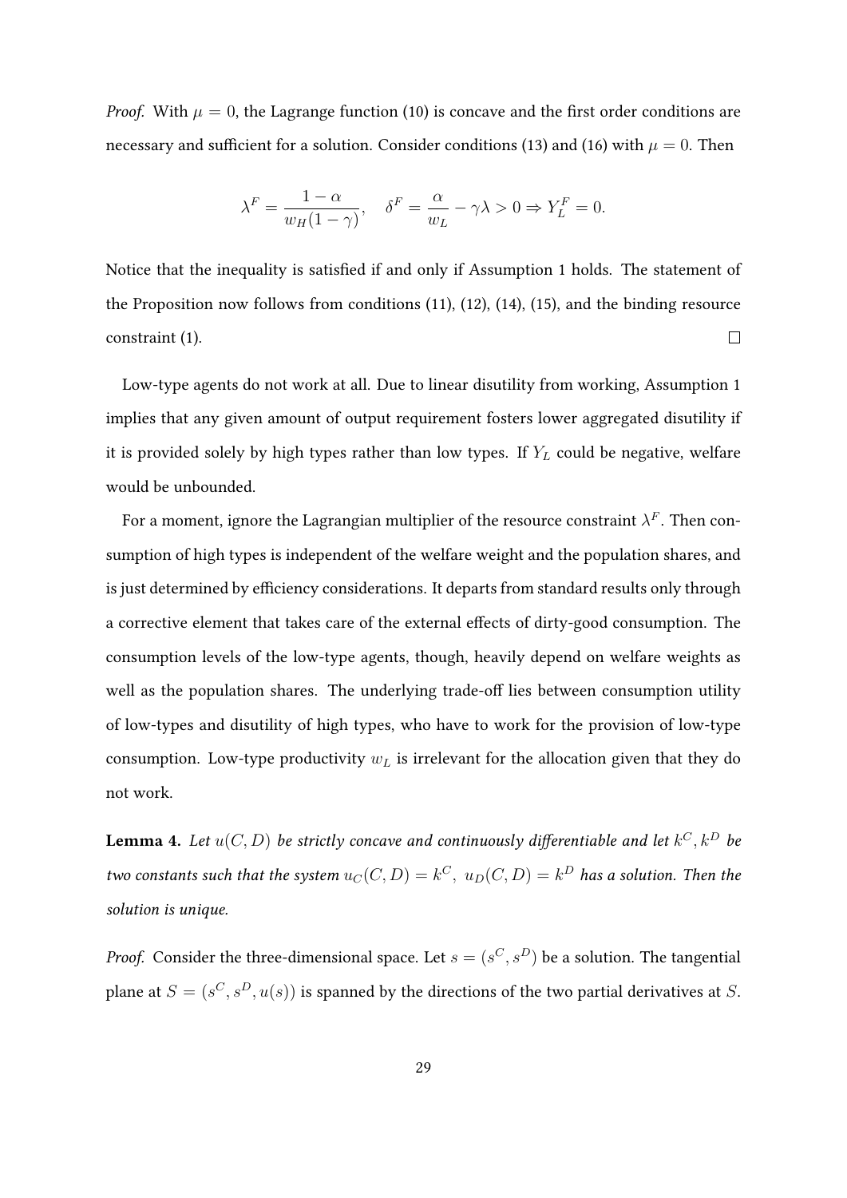*Proof.* With $\mu = 0$, the Lagrange function (10) is concave and the first order conditions are necessary and sufficient for a solution. Consider conditions (13) and (16) with $\mu = 0$. Then

$$\lambda^F = \frac{1-\alpha}{w_H(1-\gamma)}, \quad \delta^F = \frac{\alpha}{w_L} - \gamma\lambda > 0 \Rightarrow Y_L^F = 0.$$

Notice that the inequality is satisfied if and only if Assumption 1 holds. The statement of the Proposition now follows from conditions (11), (12), (14), (15), and the binding resource constraint (1). $\square$

Low-type agents do not work at all. Due to linear disutility from working, Assumption 1 implies that any given amount of output requirement fosters lower aggregated disutility if it is provided solely by high types rather than low types. If $Y_L$ could be negative, welfare would be unbounded.

For a moment, ignore the Lagrangian multiplier of the resource constraint $\lambda^F$. Then consumption of high types is independent of the welfare weight and the population shares, and is just determined by efficiency considerations. It departs from standard results only through a corrective element that takes care of the external effects of dirty-good consumption. The consumption levels of the low-type agents, though, heavily depend on welfare weights as well as the population shares. The underlying trade-off lies between consumption utility of low-types and disutility of high types, who have to work for the provision of low-type consumption. Low-type productivity $w_L$ is irrelevant for the allocation given that they do not work.

**Lemma 4.** *Let $u(C, D)$ be strictly concave and continuously differentiable and let $k^C, k^D$ be two constants such that the system $u_C(C, D) = k^C,\ u_D(C, D) = k^D$ has a solution. Then the solution is unique.*

*Proof.* Consider the three-dimensional space. Let $s = (s^C, s^D)$ be a solution. The tangential plane at $S = (s^C, s^D, u(s))$ is spanned by the directions of the two partial derivatives at $S$.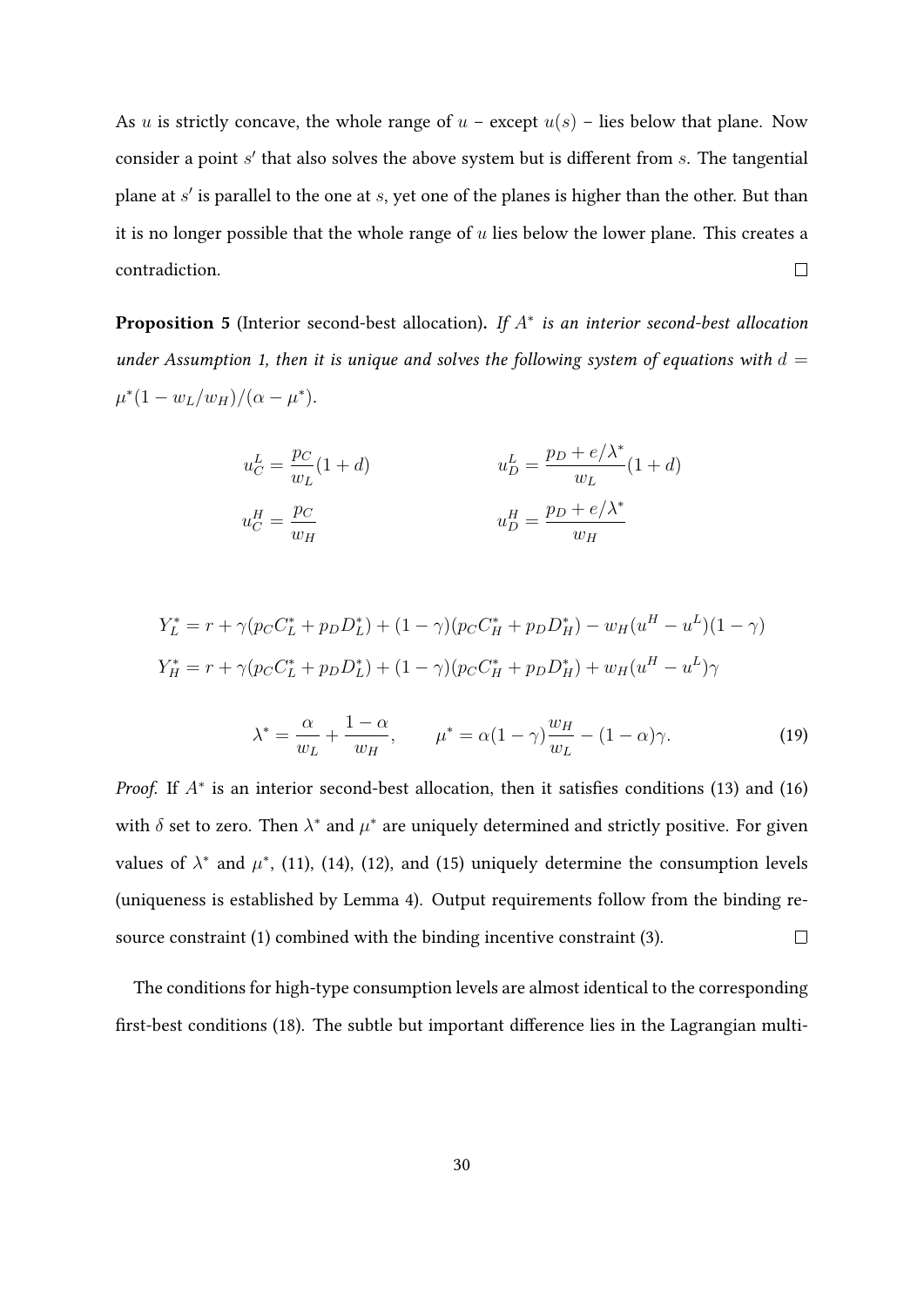As $u$ is strictly concave, the whole range of $u$ – except $u(s)$ – lies below that plane. Now consider a point $s'$ that also solves the above system but is different from $s$. The tangential plane at $s'$ is parallel to the one at $s$, yet one of the planes is higher than the other. But than it is no longer possible that the whole range of $u$ lies below the lower plane. This creates a contradiction. □

**Proposition 5** (Interior second-best allocation)**.** *If $A^*$ is an interior second-best allocation under Assumption 1, then it is unique and solves the following system of equations with $d = \mu^*(1 - w_L/w_H)/(\alpha - \mu^*)$.*

$$u_C^L = \frac{p_C}{w_L}(1 + d) \qquad\qquad u_D^L = \frac{p_D + e/\lambda^*}{w_L}(1 + d)$$

$$u_C^H = \frac{p_C}{w_H} \qquad\qquad u_D^H = \frac{p_D + e/\lambda^*}{w_H}$$

$$Y_L^* = r + \gamma(p_C C_L^* + p_D D_L^*) + (1 - \gamma)(p_C C_H^* + p_D D_H^*) - w_H(u^H - u^L)(1 - \gamma)$$

$$Y_H^* = r + \gamma(p_C C_L^* + p_D D_L^*) + (1 - \gamma)(p_C C_H^* + p_D D_H^*) + w_H(u^H - u^L)\gamma$$

$$\lambda^* = \frac{\alpha}{w_L} + \frac{1 - \alpha}{w_H}, \qquad \mu^* = \alpha(1 - \gamma)\frac{w_H}{w_L} - (1 - \alpha)\gamma. \tag{19}$$

*Proof.* If $A^*$ is an interior second-best allocation, then it satisfies conditions (13) and (16) with $\delta$ set to zero. Then $\lambda^*$ and $\mu^*$ are uniquely determined and strictly positive. For given values of $\lambda^*$ and $\mu^*$, (11), (14), (12), and (15) uniquely determine the consumption levels (uniqueness is established by Lemma 4). Output requirements follow from the binding resource constraint (1) combined with the binding incentive constraint (3). □

The conditions for high-type consumption levels are almost identical to the corresponding first-best conditions (18). The subtle but important difference lies in the Lagrangian multi-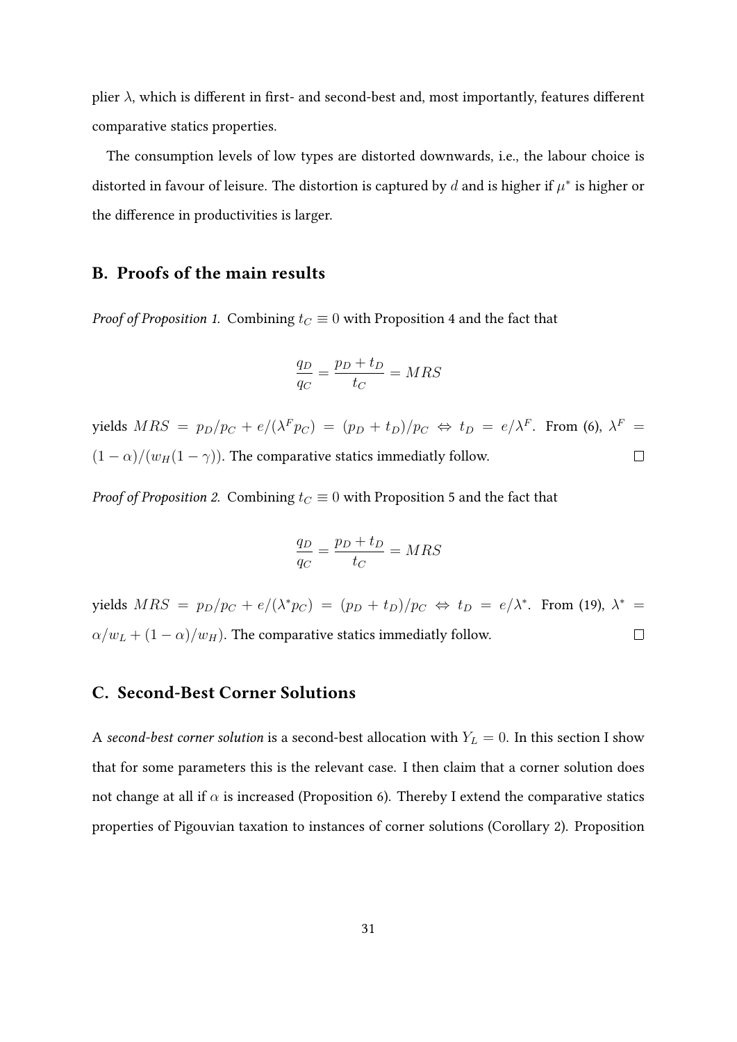plier $\lambda$, which is different in first- and second-best and, most importantly, features different comparative statics properties.

The consumption levels of low types are distorted downwards, i.e., the labour choice is distorted in favour of leisure. The distortion is captured by $d$ and is higher if $\mu^*$ is higher or the difference in productivities is larger.

## B. Proofs of the main results

*Proof of Proposition 1.* Combining $t_C \equiv 0$ with Proposition 4 and the fact that

$$\frac{q_D}{q_C} = \frac{p_D + t_D}{t_C} = MRS$$

yields $MRS = p_D/p_C + e/(\lambda^F p_C) = (p_D + t_D)/p_C \Leftrightarrow t_D = e/\lambda^F$. From (6), $\lambda^F = (1-\alpha)/(w_H(1-\gamma))$. The comparative statics immediatly follow. $\square$

*Proof of Proposition 2.* Combining $t_C \equiv 0$ with Proposition 5 and the fact that

$$\frac{q_D}{q_C} = \frac{p_D + t_D}{t_C} = MRS$$

yields $MRS = p_D/p_C + e/(\lambda^* p_C) = (p_D + t_D)/p_C \Leftrightarrow t_D = e/\lambda^*$. From (19), $\lambda^* = \alpha/w_L + (1-\alpha)/w_H)$. The comparative statics immediatly follow. $\square$

## C. Second-Best Corner Solutions

A *second-best corner solution* is a second-best allocation with $Y_L = 0$. In this section I show that for some parameters this is the relevant case. I then claim that a corner solution does not change at all if $\alpha$ is increased (Proposition 6). Thereby I extend the comparative statics properties of Pigouvian taxation to instances of corner solutions (Corollary 2). Proposition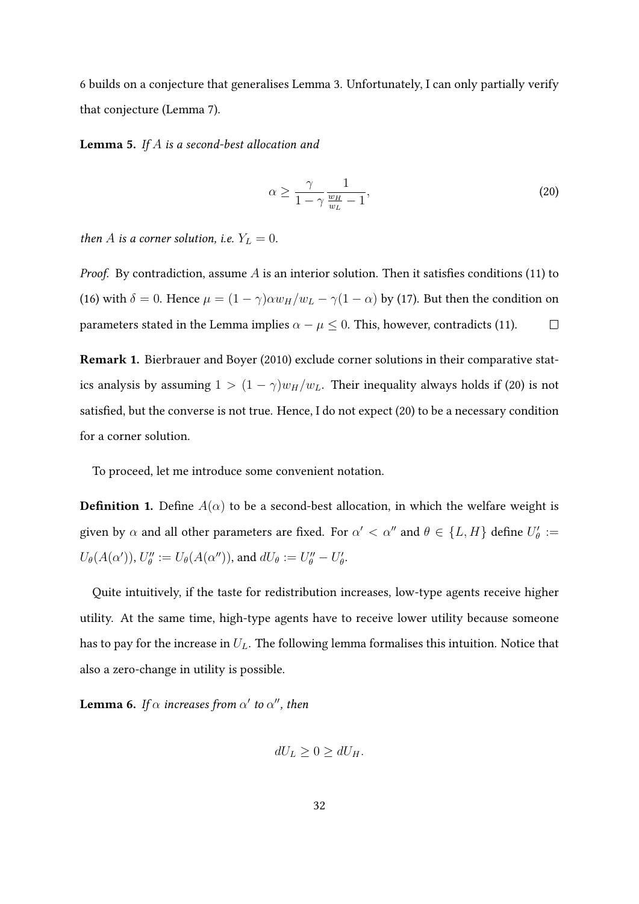6 builds on a conjecture that generalises Lemma 3. Unfortunately, I can only partially verify that conjecture (Lemma 7).

**Lemma 5.** *If $A$ is a second-best allocation and*

$$\alpha \geq \frac{\gamma}{1-\gamma} \frac{1}{\frac{w_H}{w_L} - 1}, \tag{20}$$

*then $A$ is a corner solution, i.e. $Y_L = 0$.*

*Proof.* By contradiction, assume $A$ is an interior solution. Then it satisfies conditions (11) to (16) with $\delta = 0$. Hence $\mu = (1-\gamma)\alpha w_H / w_L - \gamma(1-\alpha)$ by (17). But then the condition on parameters stated in the Lemma implies $\alpha - \mu \leq 0$. This, however, contradicts (11). $\square$

**Remark 1.** Bierbrauer and Boyer (2010) exclude corner solutions in their comparative statics analysis by assuming $1 > (1-\gamma) w_H / w_L$. Their inequality always holds if (20) is not satisfied, but the converse is not true. Hence, I do not expect (20) to be a necessary condition for a corner solution.

To proceed, let me introduce some convenient notation.

**Definition 1.** Define $A(\alpha)$ to be a second-best allocation, in which the welfare weight is given by $\alpha$ and all other parameters are fixed. For $\alpha' < \alpha''$ and $\theta \in \{L, H\}$ define $U'_\theta := U_\theta(A(\alpha'))$, $U''_\theta := U_\theta(A(\alpha''))$, and $dU_\theta := U''_\theta - U'_\theta$.

Quite intuitively, if the taste for redistribution increases, low-type agents receive higher utility. At the same time, high-type agents have to receive lower utility because someone has to pay for the increase in $U_L$. The following lemma formalises this intuition. Notice that also a zero-change in utility is possible.

**Lemma 6.** *If $\alpha$ increases from $\alpha'$ to $\alpha''$, then*

$$dU_L \geq 0 \geq dU_H.$$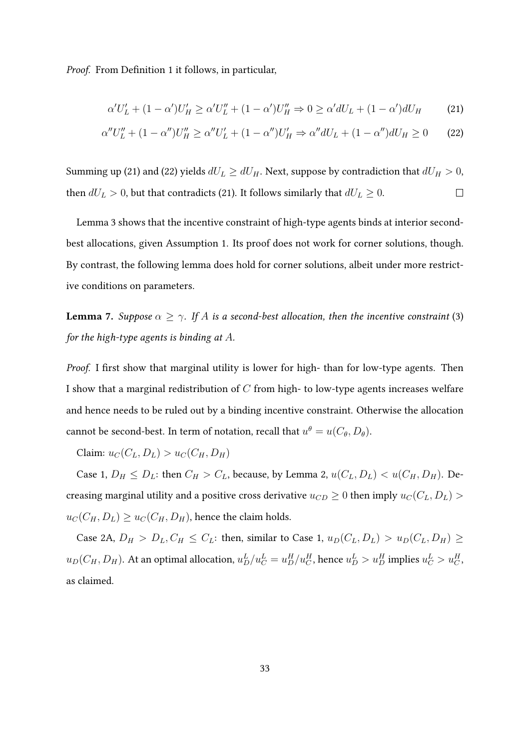*Proof.* From Definition 1 it follows, in particular,

$$\alpha' U_L' + (1-\alpha')U_H' \geq \alpha' U_L'' + (1-\alpha')U_H'' \Rightarrow 0 \geq \alpha' dU_L + (1-\alpha')dU_H \tag{21}$$

$$\alpha'' U_L'' + (1-\alpha'')U_H'' \geq \alpha'' U_L' + (1-\alpha'')U_H' \Rightarrow \alpha'' dU_L + (1-\alpha'')dU_H \geq 0 \tag{22}$$

Summing up (21) and (22) yields $dU_L \geq dU_H$. Next, suppose by contradiction that $dU_H > 0$, then $dU_L > 0$, but that contradicts (21). It follows similarly that $dU_L \geq 0$. □

Lemma 3 shows that the incentive constraint of high-type agents binds at interior second-best allocations, given Assumption 1. Its proof does not work for corner solutions, though. By contrast, the following lemma does hold for corner solutions, albeit under more restrictive conditions on parameters.

**Lemma 7.** *Suppose $\alpha \geq \gamma$. If $A$ is a second-best allocation, then the incentive constraint* (3) *for the high-type agents is binding at $A$.*

*Proof.* I first show that marginal utility is lower for high- than for low-type agents. Then I show that a marginal redistribution of $C$ from high- to low-type agents increases welfare and hence needs to be ruled out by a binding incentive constraint. Otherwise the allocation cannot be second-best. In term of notation, recall that $u^\theta = u(C_\theta, D_\theta)$.

Claim: $u_C(C_L, D_L) > u_C(C_H, D_H)$

Case 1, $D_H \leq D_L$: then $C_H > C_L$, because, by Lemma 2, $u(C_L, D_L) < u(C_H, D_H)$. Decreasing marginal utility and a positive cross derivative $u_{CD} \geq 0$ then imply $u_C(C_L, D_L) > u_C(C_H, D_L) \geq u_C(C_H, D_H)$, hence the claim holds.

Case 2A, $D_H > D_L, C_H \leq C_L$: then, similar to Case 1, $u_D(C_L, D_L) > u_D(C_L, D_H) \geq u_D(C_H, D_H)$. At an optimal allocation, $u_D^L/u_C^L = u_D^H/u_C^H$, hence $u_D^L > u_D^H$ implies $u_C^L > u_C^H$, as claimed.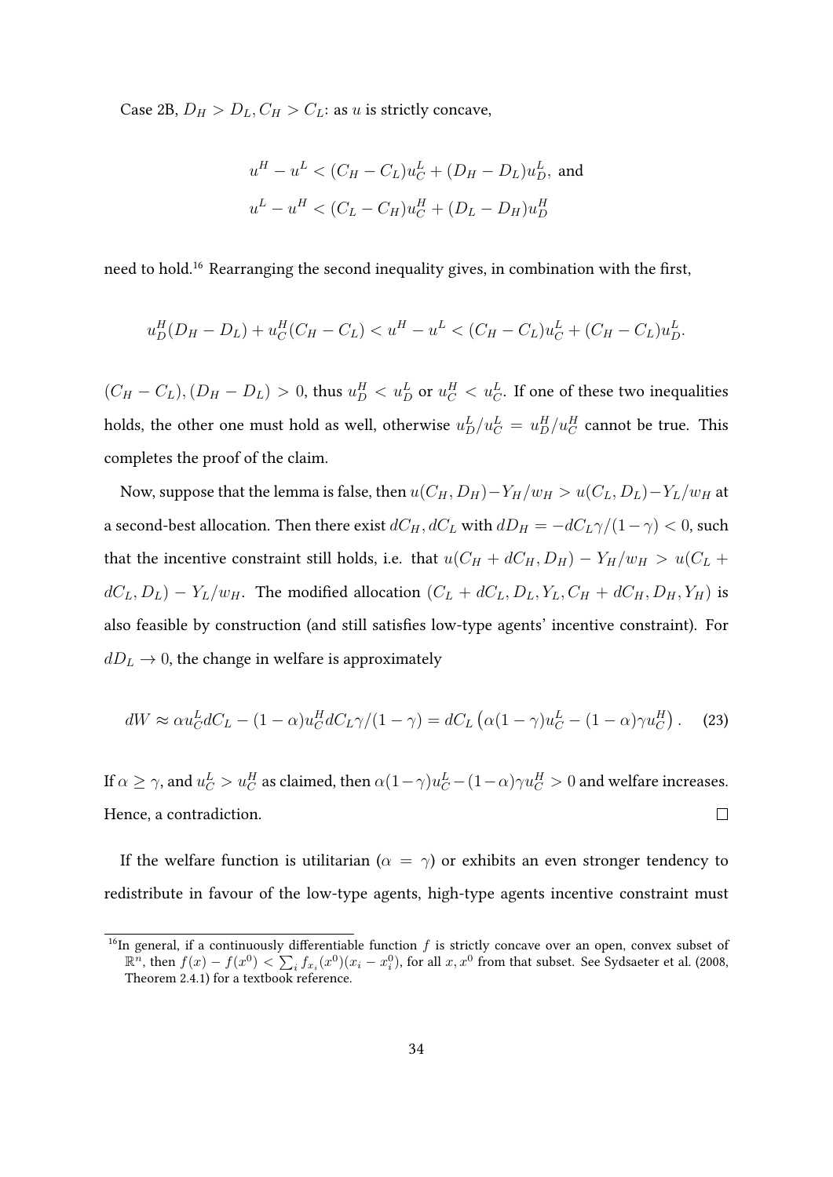Case 2B, $D_H > D_L, C_H > C_L$: as $u$ is strictly concave,

$$u^H - u^L < (C_H - C_L)u^L_C + (D_H - D_L)u^L_D, \text{ and}$$
$$u^L - u^H < (C_L - C_H)u^H_C + (D_L - D_H)u^H_D$$

need to hold.[16] Rearranging the second inequality gives, in combination with the first,

$$u^H_D(D_H - D_L) + u^H_C(C_H - C_L) < u^H - u^L < (C_H - C_L)u^L_C + (C_H - C_L)u^L_D.$$

$(C_H - C_L), (D_H - D_L) > 0$, thus $u^H_D < u^L_D$ or $u^H_C < u^L_C$. If one of these two inequalities holds, the other one must hold as well, otherwise $u^L_D/u^L_C = u^H_D/u^H_C$ cannot be true. This completes the proof of the claim.

Now, suppose that the lemma is false, then $u(C_H, D_H) - Y_H/w_H > u(C_L, D_L) - Y_L/w_H$ at a second-best allocation. Then there exist $dC_H, dC_L$ with $dD_H = -dC_L\gamma/(1-\gamma) < 0$, such that the incentive constraint still holds, i.e. that $u(C_H + dC_H, D_H) - Y_H/w_H > u(C_L + dC_L, D_L) - Y_L/w_H$. The modified allocation $(C_L + dC_L, D_L, Y_L, C_H + dC_H, D_H, Y_H)$ is also feasible by construction (and still satisfies low-type agents' incentive constraint). For $dD_L \to 0$, the change in welfare is approximately

$$dW \approx \alpha u^L_C dC_L - (1-\alpha)u^H_C dC_L\gamma/(1-\gamma) = dC_L\left(\alpha(1-\gamma)u^L_C - (1-\alpha)\gamma u^H_C\right). \quad (23)$$

If $\alpha \geq \gamma$, and $u^L_C > u^H_C$ as claimed, then $\alpha(1-\gamma)u^L_C - (1-\alpha)\gamma u^H_C > 0$ and welfare increases. Hence, a contradiction. □

If the welfare function is utilitarian ($\alpha = \gamma$) or exhibits an even stronger tendency to redistribute in favour of the low-type agents, high-type agents incentive constraint must

[16] In general, if a continuously differentiable function $f$ is strictly concave over an open, convex subset of $\mathbb{R}^n$, then $f(x) - f(x^0) < \sum_i f_{x_i}(x^0)(x_i - x^0_i)$, for all $x, x^0$ from that subset. See Sydsaeter et al. (2008, Theorem 2.4.1) for a textbook reference.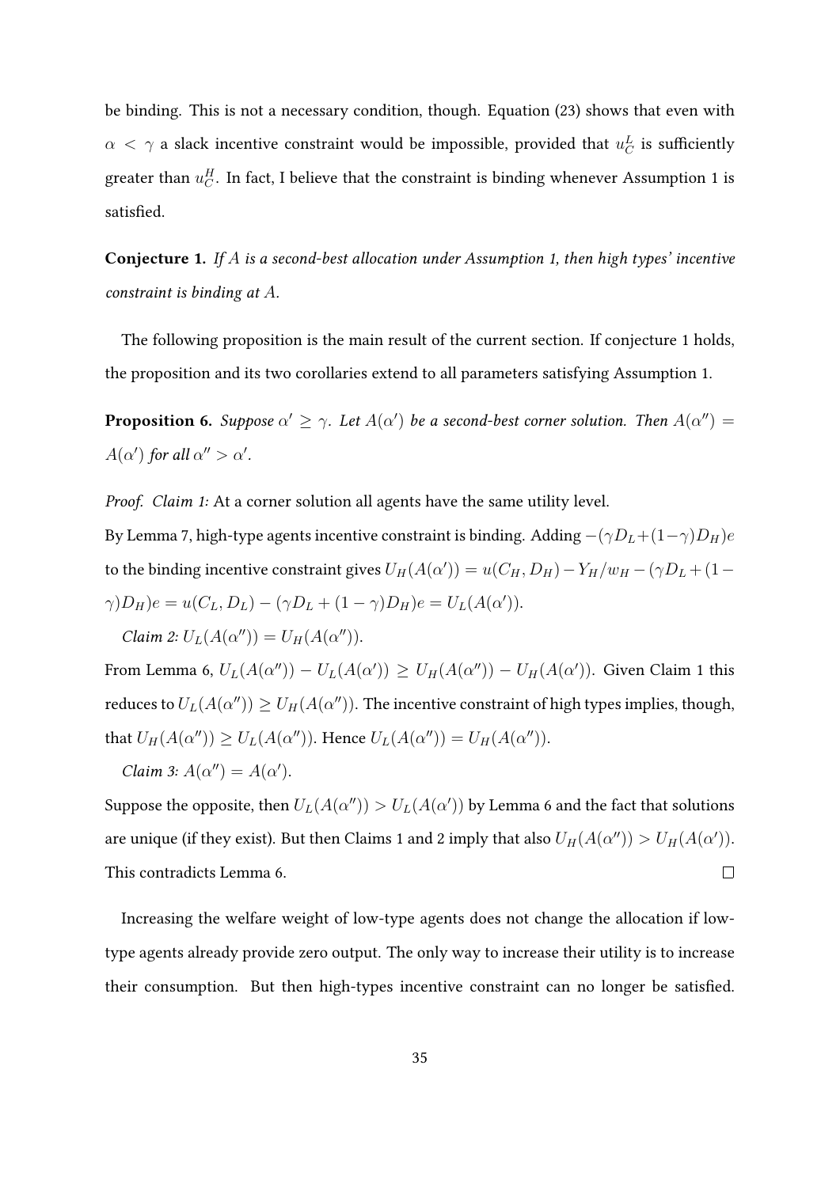be binding. This is not a necessary condition, though. Equation (23) shows that even with $\alpha < \gamma$ a slack incentive constraint would be impossible, provided that $u_C^L$ is sufficiently greater than $u_C^H$. In fact, I believe that the constraint is binding whenever Assumption 1 is satisfied.

**Conjecture 1.** *If $A$ is a second-best allocation under Assumption 1, then high types' incentive constraint is binding at $A$.*

The following proposition is the main result of the current section. If conjecture 1 holds, the proposition and its two corollaries extend to all parameters satisfying Assumption 1.

**Proposition 6.** *Suppose $\alpha' \geq \gamma$. Let $A(\alpha')$ be a second-best corner solution. Then $A(\alpha'') = A(\alpha')$ for all $\alpha'' > \alpha'$.*

*Proof. Claim 1:* At a corner solution all agents have the same utility level.

By Lemma 7, high-type agents incentive constraint is binding. Adding $-(\gamma D_L + (1-\gamma)D_H)e$ to the binding incentive constraint gives $U_H(A(\alpha')) = u(C_H, D_H) - Y_H/w_H - (\gamma D_L + (1-\gamma)D_H)e = u(C_L, D_L) - (\gamma D_L + (1-\gamma)D_H)e = U_L(A(\alpha'))$.

*Claim 2:* $U_L(A(\alpha'')) = U_H(A(\alpha''))$.

From Lemma 6, $U_L(A(\alpha'')) - U_L(A(\alpha')) \geq U_H(A(\alpha'')) - U_H(A(\alpha'))$. Given Claim 1 this reduces to $U_L(A(\alpha'')) \geq U_H(A(\alpha''))$. The incentive constraint of high types implies, though, that $U_H(A(\alpha'')) \geq U_L(A(\alpha''))$. Hence $U_L(A(\alpha'')) = U_H(A(\alpha''))$.

*Claim 3:* $A(\alpha'') = A(\alpha')$.

Suppose the opposite, then $U_L(A(\alpha'')) > U_L(A(\alpha'))$ by Lemma 6 and the fact that solutions are unique (if they exist). But then Claims 1 and 2 imply that also $U_H(A(\alpha'')) > U_H(A(\alpha'))$. This contradicts Lemma 6. $\square$

Increasing the welfare weight of low-type agents does not change the allocation if low-type agents already provide zero output. The only way to increase their utility is to increase their consumption. But then high-types incentive constraint can no longer be satisfied.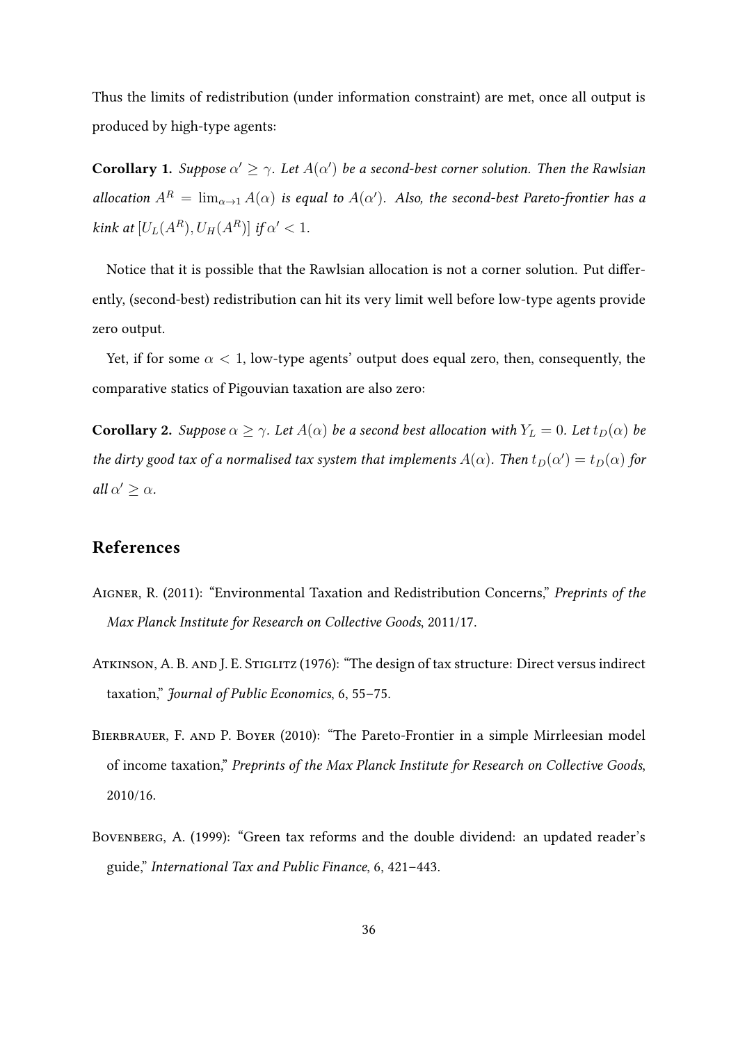Thus the limits of redistribution (under information constraint) are met, once all output is produced by high-type agents:

**Corollary 1.** *Suppose $\alpha' \geq \gamma$. Let $A(\alpha')$ be a second-best corner solution. Then the Rawlsian allocation $A^R = \lim_{\alpha \to 1} A(\alpha)$ is equal to $A(\alpha')$. Also, the second-best Pareto-frontier has a kink at $[U_L(A^R), U_H(A^R)]$ if $\alpha' < 1$.*

Notice that it is possible that the Rawlsian allocation is not a corner solution. Put differently, (second-best) redistribution can hit its very limit well before low-type agents provide zero output.

Yet, if for some $\alpha < 1$, low-type agents' output does equal zero, then, consequently, the comparative statics of Pigouvian taxation are also zero:

**Corollary 2.** *Suppose $\alpha \geq \gamma$. Let $A(\alpha)$ be a second best allocation with $Y_L = 0$. Let $t_D(\alpha)$ be the dirty good tax of a normalised tax system that implements $A(\alpha)$. Then $t_D(\alpha') = t_D(\alpha)$ for all $\alpha' \geq \alpha$.*

## References

Aigner, R. (2011): "Environmental Taxation and Redistribution Concerns," *Preprints of the Max Planck Institute for Research on Collective Goods*, 2011/17.

Atkinson, A. B. and J. E. Stiglitz (1976): "The design of tax structure: Direct versus indirect taxation," *Journal of Public Economics*, 6, 55–75.

Bierbrauer, F. and P. Boyer (2010): "The Pareto-Frontier in a simple Mirrleesian model of income taxation," *Preprints of the Max Planck Institute for Research on Collective Goods*, 2010/16.

Bovenberg, A. (1999): "Green tax reforms and the double dividend: an updated reader's guide," *International Tax and Public Finance*, 6, 421–443.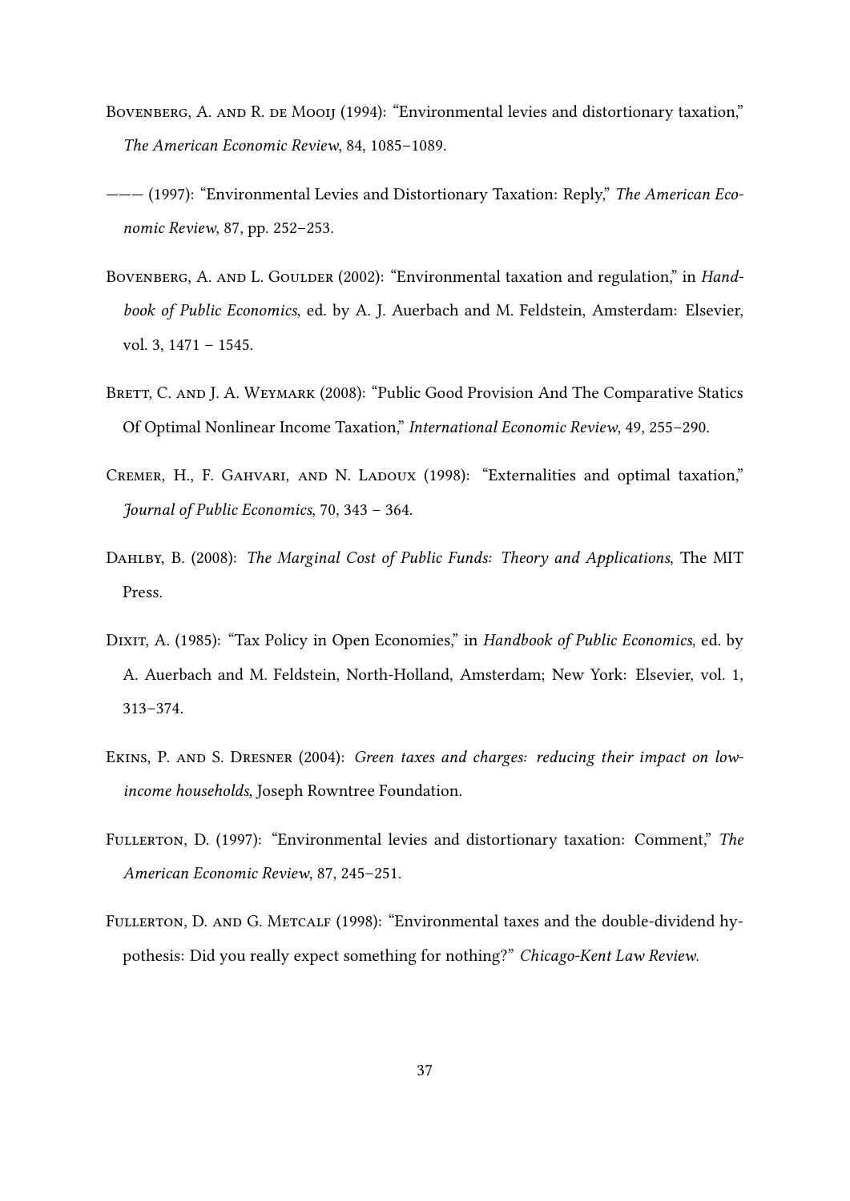Bovenberg, A. and R. de Mooij (1994): "Environmental levies and distortionary taxation," *The American Economic Review*, 84, 1085–1089.

——— (1997): "Environmental Levies and Distortionary Taxation: Reply," *The American Economic Review*, 87, pp. 252–253.

Bovenberg, A. and L. Goulder (2002): "Environmental taxation and regulation," in *Handbook of Public Economics*, ed. by A. J. Auerbach and M. Feldstein, Amsterdam: Elsevier, vol. 3, 1471 – 1545.

Brett, C. and J. A. Weymark (2008): "Public Good Provision And The Comparative Statics Of Optimal Nonlinear Income Taxation," *International Economic Review*, 49, 255–290.

Cremer, H., F. Gahvari, and N. Ladoux (1998): "Externalities and optimal taxation," *Journal of Public Economics*, 70, 343 – 364.

Dahlby, B. (2008): *The Marginal Cost of Public Funds: Theory and Applications*, The MIT Press.

Dixit, A. (1985): "Tax Policy in Open Economies," in *Handbook of Public Economics*, ed. by A. Auerbach and M. Feldstein, North-Holland, Amsterdam; New York: Elsevier, vol. 1, 313–374.

Ekins, P. and S. Dresner (2004): *Green taxes and charges: reducing their impact on low-income households*, Joseph Rowntree Foundation.

Fullerton, D. (1997): "Environmental levies and distortionary taxation: Comment," *The American Economic Review*, 87, 245–251.

Fullerton, D. and G. Metcalf (1998): "Environmental taxes and the double-dividend hypothesis: Did you really expect something for nothing?" *Chicago-Kent Law Review*.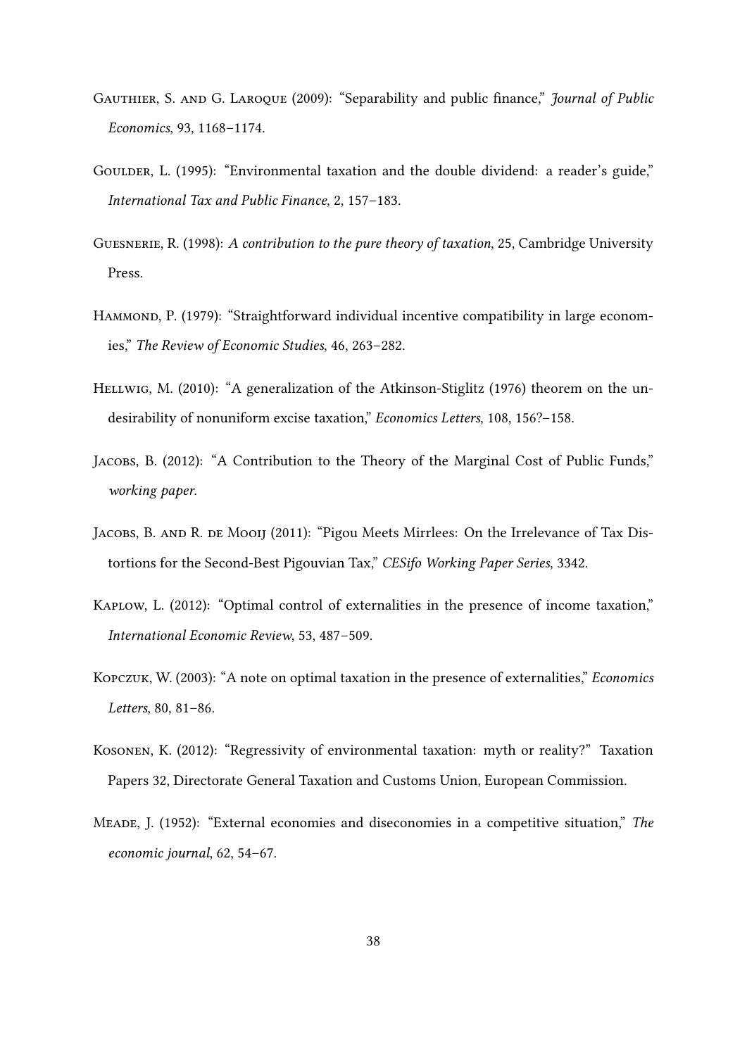Gauthier, S. and G. Laroque (2009): "Separability and public finance," *Journal of Public Economics*, 93, 1168–1174.

Goulder, L. (1995): "Environmental taxation and the double dividend: a reader's guide," *International Tax and Public Finance*, 2, 157–183.

Guesnerie, R. (1998): *A contribution to the pure theory of taxation*, 25, Cambridge University Press.

Hammond, P. (1979): "Straightforward individual incentive compatibility in large economies," *The Review of Economic Studies*, 46, 263–282.

Hellwig, M. (2010): "A generalization of the Atkinson-Stiglitz (1976) theorem on the undesirability of nonuniform excise taxation," *Economics Letters*, 108, 156?–158.

Jacobs, B. (2012): "A Contribution to the Theory of the Marginal Cost of Public Funds," *working paper.*

Jacobs, B. and R. de Mooij (2011): "Pigou Meets Mirrlees: On the Irrelevance of Tax Distortions for the Second-Best Pigouvian Tax," *CESifo Working Paper Series*, 3342.

Kaplow, L. (2012): "Optimal control of externalities in the presence of income taxation," *International Economic Review*, 53, 487–509.

Kopczuk, W. (2003): "A note on optimal taxation in the presence of externalities," *Economics Letters*, 80, 81–86.

Kosonen, K. (2012): "Regressivity of environmental taxation: myth or reality?" Taxation Papers 32, Directorate General Taxation and Customs Union, European Commission.

Meade, J. (1952): "External economies and diseconomies in a competitive situation," *The economic journal*, 62, 54–67.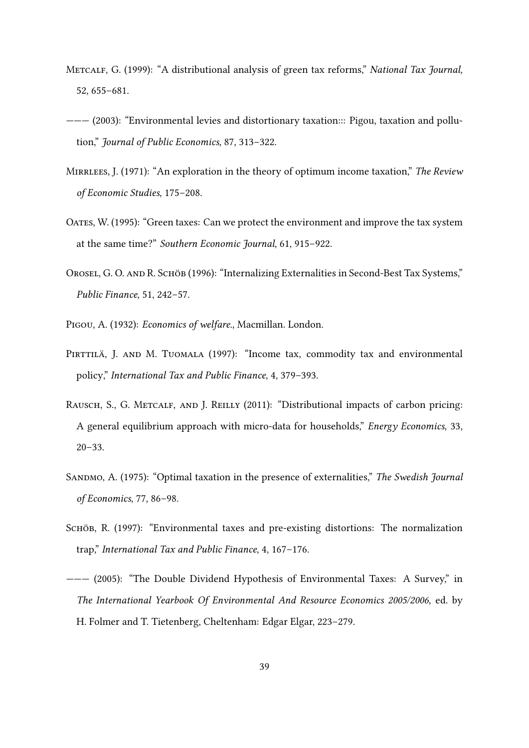Metcalf, G. (1999): "A distributional analysis of green tax reforms," *National Tax Journal*, 52, 655–681.

——— (2003): "Environmental levies and distortionary taxation::: Pigou, taxation and pollution," *Journal of Public Economics*, 87, 313–322.

Mirrlees, J. (1971): "An exploration in the theory of optimum income taxation," *The Review of Economic Studies*, 175–208.

Oates, W. (1995): "Green taxes: Can we protect the environment and improve the tax system at the same time?" *Southern Economic Journal*, 61, 915–922.

Orosel, G. O. and R. Schöb (1996): "Internalizing Externalities in Second-Best Tax Systems," *Public Finance*, 51, 242–57.

Pigou, A. (1932): *Economics of welfare.*, Macmillan. London.

Pirttilä, J. and M. Tuomala (1997): "Income tax, commodity tax and environmental policy," *International Tax and Public Finance*, 4, 379–393.

Rausch, S., G. Metcalf, and J. Reilly (2011): "Distributional impacts of carbon pricing: A general equilibrium approach with micro-data for households," *Energy Economics*, 33, 20–33.

Sandmo, A. (1975): "Optimal taxation in the presence of externalities," *The Swedish Journal of Economics*, 77, 86–98.

Schöb, R. (1997): "Environmental taxes and pre-existing distortions: The normalization trap," *International Tax and Public Finance*, 4, 167–176.

——— (2005): "The Double Dividend Hypothesis of Environmental Taxes: A Survey," in *The International Yearbook Of Environmental And Resource Economics 2005/2006*, ed. by H. Folmer and T. Tietenberg, Cheltenham: Edgar Elgar, 223–279.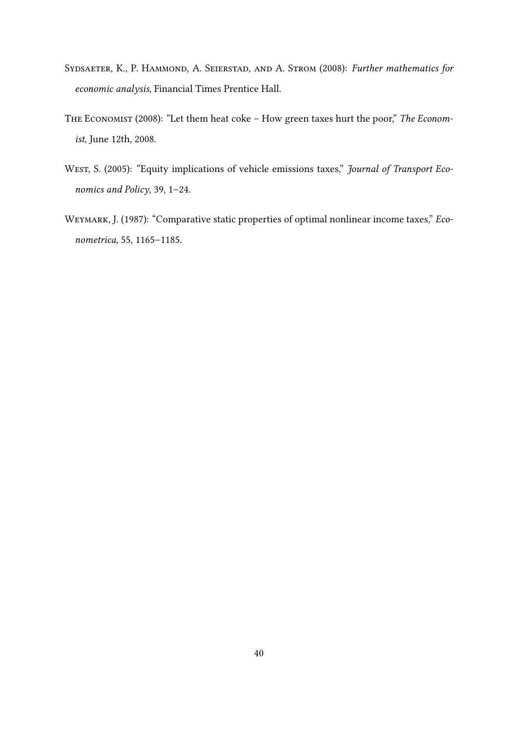Sydsaeter, K., P. Hammond, A. Seierstad, and A. Strom (2008): *Further mathematics for economic analysis*, Financial Times Prentice Hall.

The Economist (2008): "Let them heat coke – How green taxes hurt the poor," *The Economist*, June 12th, 2008.

West, S. (2005): "Equity implications of vehicle emissions taxes," *Journal of Transport Economics and Policy*, 39, 1–24.

Weymark, J. (1987): "Comparative static properties of optimal nonlinear income taxes," *Econometrica*, 55, 1165–1185.